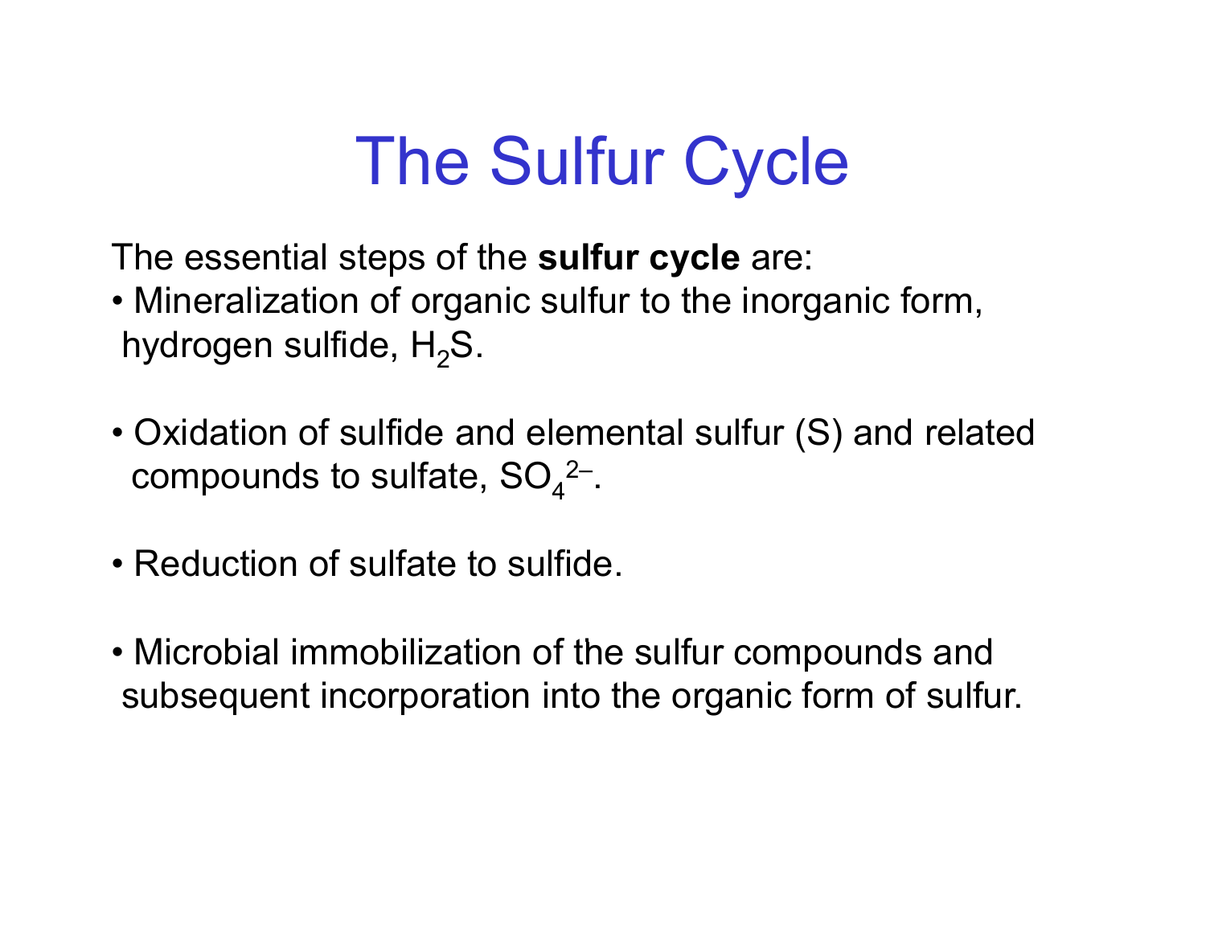# The Sulfur Cycle

The essential steps of the **sulfur cycle** are:

- Mineralization of organic sulfur to the inorganic form, hydrogen sulfide, $H_2S$.
- Oxidation of sulfide and elemental sulfur (S) and related compounds to sulfate, $SO_4^{2-}$.
- Reduction of sulfate to sulfide.
- Microbial immobilization of the sulfur compounds and subsequent incorporation into the organic form of sulfur.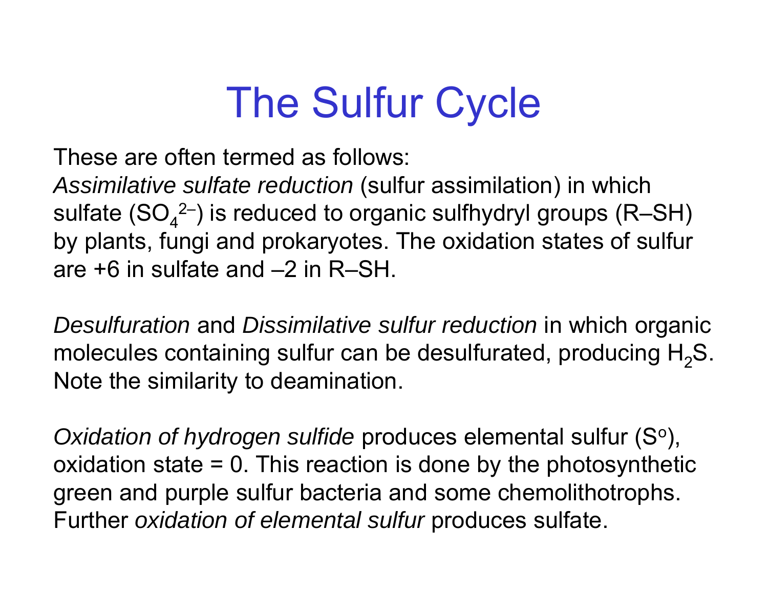# The Sulfur Cycle

These are often termed as follows:

*Assimilative sulfate reduction* (sulfur assimilation) in which sulfate ($SO_4^{2-}$) is reduced to organic sulfhydryl groups (R–SH) by plants, fungi and prokaryotes. The oxidation states of sulfur are +6 in sulfate and –2 in R–SH.

*Desulfuration* and *Dissimilative sulfur reduction* in which organic molecules containing sulfur can be desulfurated, producing $H_2S$. Note the similarity to deamination.

*Oxidation of hydrogen sulfide* produces elemental sulfur ($S^o$), oxidation state = 0. This reaction is done by the photosynthetic green and purple sulfur bacteria and some chemolithotrophs. Further *oxidation of elemental sulfur* produces sulfate.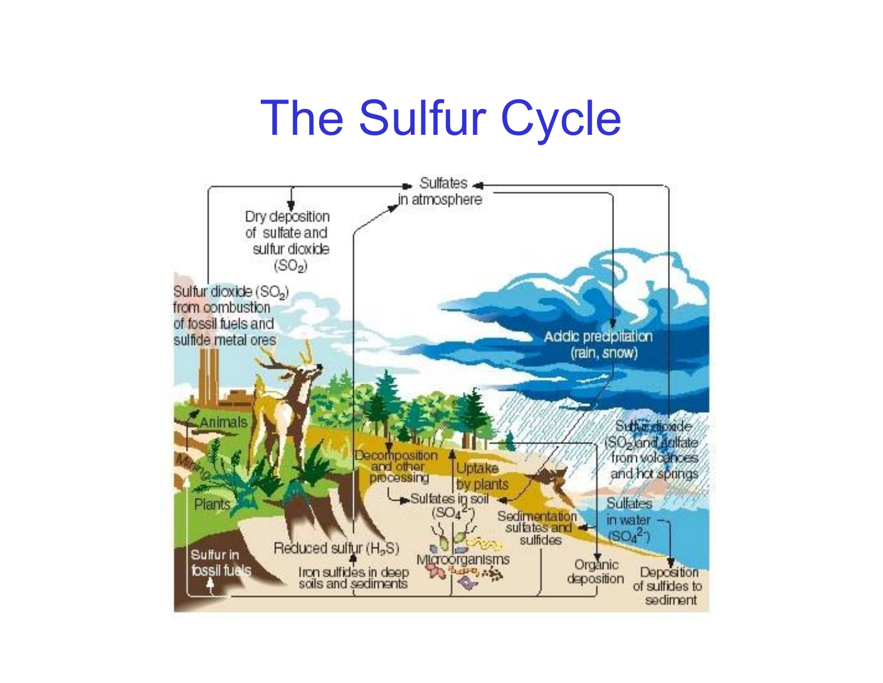# The Sulfur Cycle

Sulfates in atmosphere

Dry deposition of sulfate and sulfur dioxide ($SO_2$)

Sulfur dioxide ($SO_2$) from combustion of fossil fuels and sulfide metal ores

Acidic precipitation (rain, snow)

Animals

Mining

Plants

Decomposition and other processing

Uptake by plants

Sulfates in soil ($SO_4^{2-}$)

Sulfur dioxide ($SO_2$) and sulfate from volcanoes and hot springs

Sulfates in water ($SO_4^{2-}$)

Sedimentation sulfates and sulfides

Sulfur in fossil fuels

Reduced sulfur ($H_2S$)

Iron sulfides in deep soils and sediments

Microorganisms

Organic deposition

Deposition of sulfides to sediment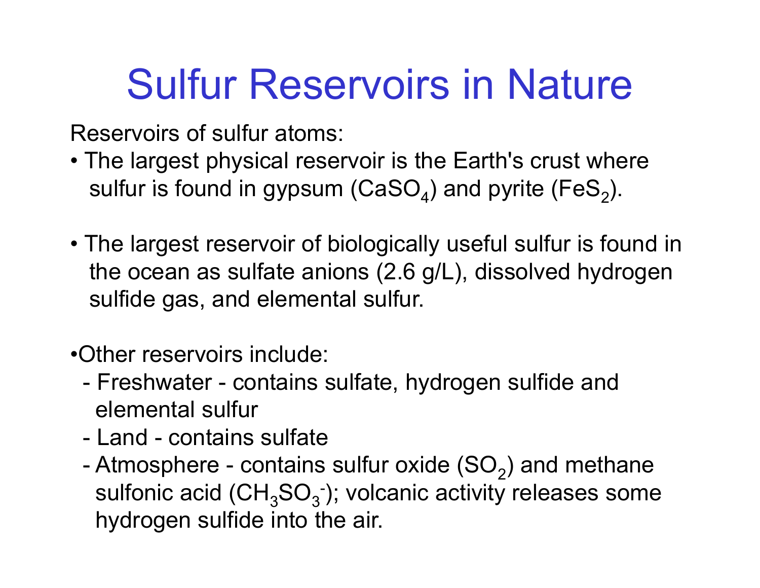# Sulfur Reservoirs in Nature

Reservoirs of sulfur atoms:

- The largest physical reservoir is the Earth's crust where sulfur is found in gypsum ($CaSO_4$) and pyrite ($FeS_2$).

- The largest reservoir of biologically useful sulfur is found in the ocean as sulfate anions (2.6 g/L), dissolved hydrogen sulfide gas, and elemental sulfur.

- Other reservoirs include:
  - Freshwater - contains sulfate, hydrogen sulfide and elemental sulfur
  - Land - contains sulfate
  - Atmosphere - contains sulfur oxide ($SO_2$) and methane sulfonic acid ($CH_3SO_3^-$); volcanic activity releases some hydrogen sulfide into the air.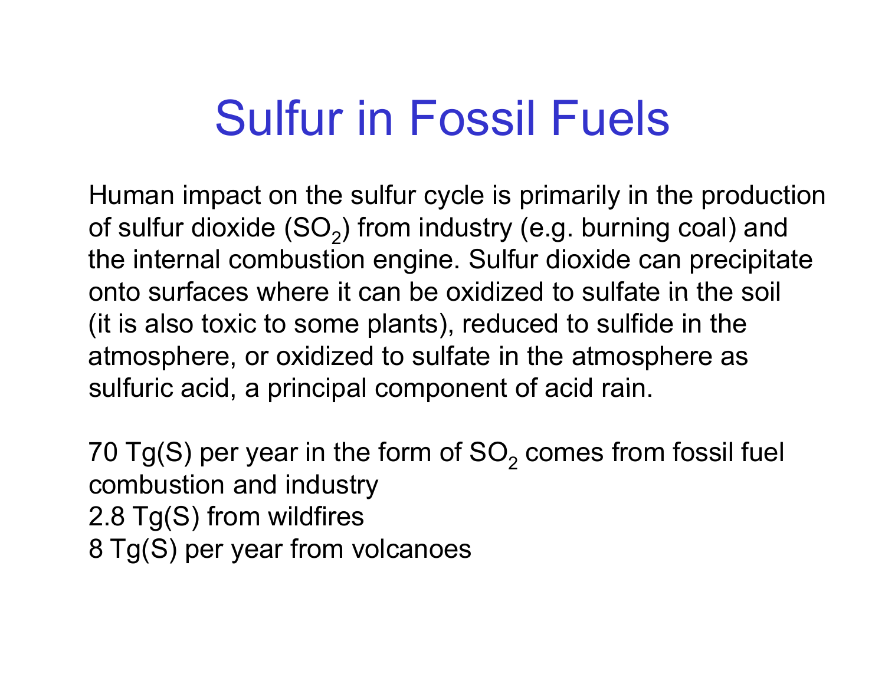# Sulfur in Fossil Fuels

Human impact on the sulfur cycle is primarily in the production of sulfur dioxide ($SO_2$) from industry (e.g. burning coal) and the internal combustion engine. Sulfur dioxide can precipitate onto surfaces where it can be oxidized to sulfate in the soil (it is also toxic to some plants), reduced to sulfide in the atmosphere, or oxidized to sulfate in the atmosphere as sulfuric acid, a principal component of acid rain.

70 Tg(S) per year in the form of $SO_2$ comes from fossil fuel combustion and industry
2.8 Tg(S) from wildfires
8 Tg(S) per year from volcanoes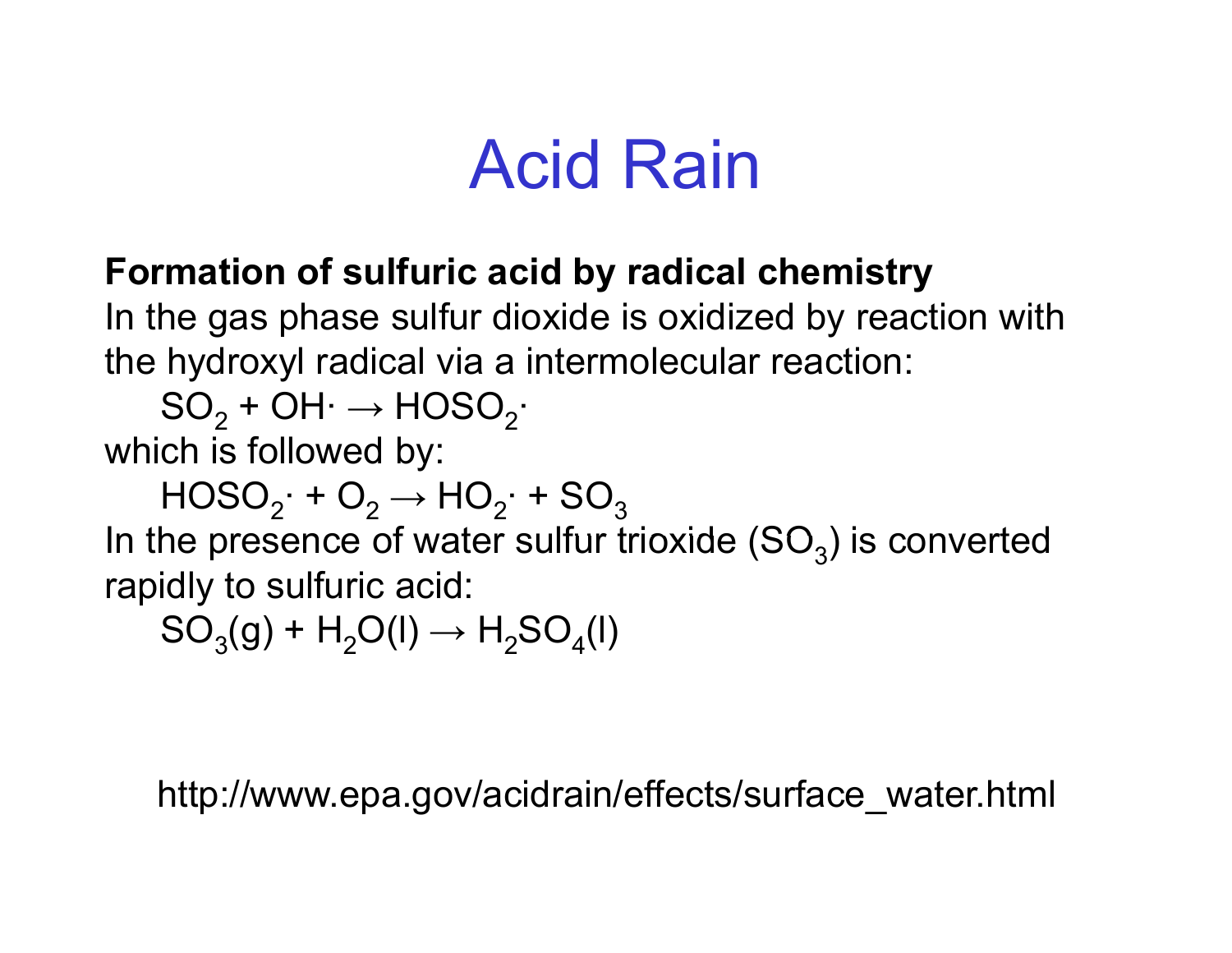# Acid Rain

**Formation of sulfuric acid by radical chemistry**

In the gas phase sulfur dioxide is oxidized by reaction with the hydroxyl radical via a intermolecular reaction:

$$SO_2 + OH\cdot \rightarrow HOSO_2\cdot$$

which is followed by:

$$HOSO_2\cdot + O_2 \rightarrow HO_2\cdot + SO_3$$

In the presence of water sulfur trioxide ($SO_3$) is converted rapidly to sulfuric acid:

$$SO_3(g) + H_2O(l) \rightarrow H_2SO_4(l)$$

http://www.epa.gov/acidrain/effects/surface_water.html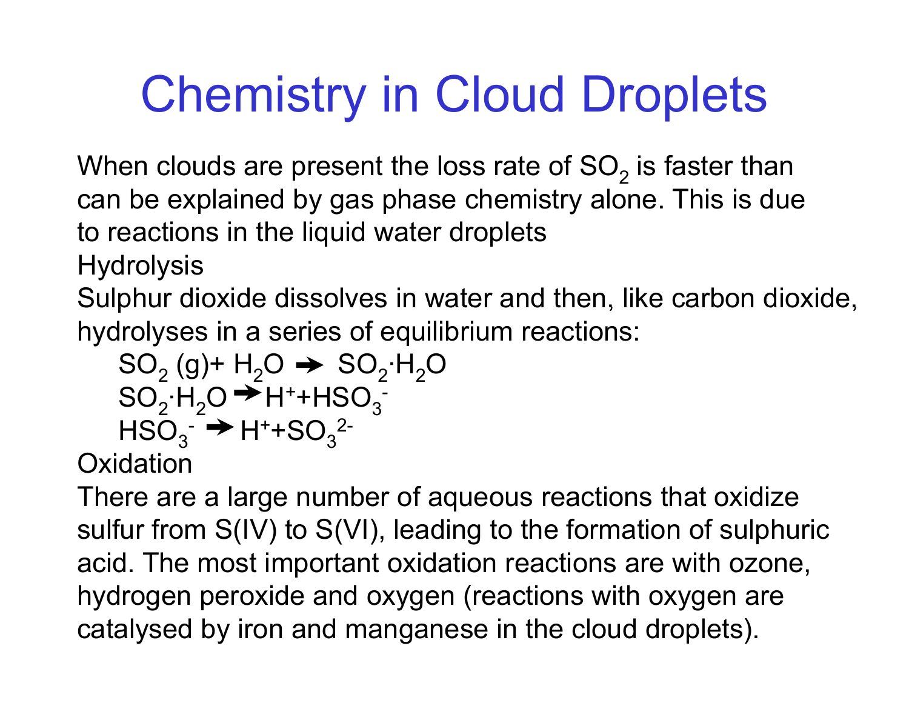# Chemistry in Cloud Droplets

When clouds are present the loss rate of $SO_2$ is faster than can be explained by gas phase chemistry alone. This is due to reactions in the liquid water droplets

Hydrolysis

Sulphur dioxide dissolves in water and then, like carbon dioxide, hydrolyses in a series of equilibrium reactions:

$$SO_2\,(g) + H_2O \rightarrow SO_2 \cdot H_2O$$

$$SO_2 \cdot H_2O \rightarrow H^+ + HSO_3^-$$

$$HSO_3^- \rightarrow H^+ + SO_3^{2-}$$

Oxidation

There are a large number of aqueous reactions that oxidize sulfur from S(IV) to S(VI), leading to the formation of sulphuric acid. The most important oxidation reactions are with ozone, hydrogen peroxide and oxygen (reactions with oxygen are catalysed by iron and manganese in the cloud droplets).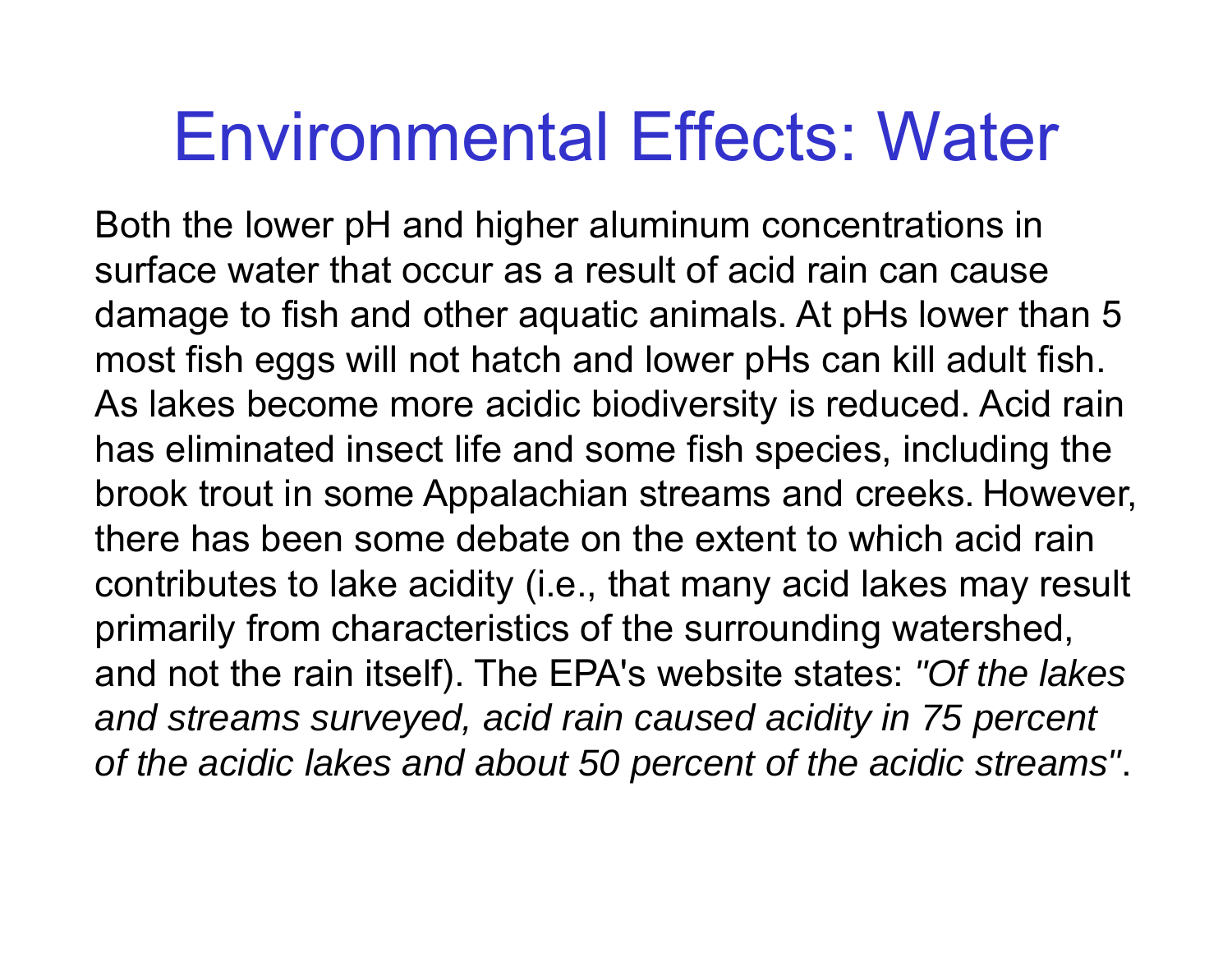# Environmental Effects: Water

Both the lower pH and higher aluminum concentrations in surface water that occur as a result of acid rain can cause damage to fish and other aquatic animals. At pHs lower than 5 most fish eggs will not hatch and lower pHs can kill adult fish. As lakes become more acidic biodiversity is reduced. Acid rain has eliminated insect life and some fish species, including the brook trout in some Appalachian streams and creeks. However, there has been some debate on the extent to which acid rain contributes to lake acidity (i.e., that many acid lakes may result primarily from characteristics of the surrounding watershed, and not the rain itself). The EPA's website states: *"Of the lakes and streams surveyed, acid rain caused acidity in 75 percent of the acidic lakes and about 50 percent of the acidic streams"*.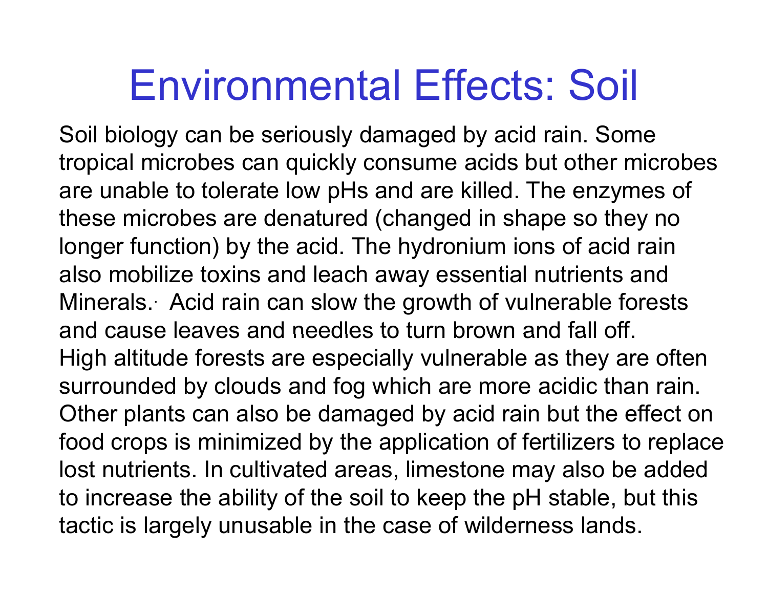# Environmental Effects: Soil

Soil biology can be seriously damaged by acid rain. Some tropical microbes can quickly consume acids but other microbes are unable to tolerate low pHs and are killed. The enzymes of these microbes are denatured (changed in shape so they no longer function) by the acid. The hydronium ions of acid rain also mobilize toxins and leach away essential nutrients and Minerals. Acid rain can slow the growth of vulnerable forests and cause leaves and needles to turn brown and fall off. High altitude forests are especially vulnerable as they are often surrounded by clouds and fog which are more acidic than rain. Other plants can also be damaged by acid rain but the effect on food crops is minimized by the application of fertilizers to replace lost nutrients. In cultivated areas, limestone may also be added to increase the ability of the soil to keep the pH stable, but this tactic is largely unusable in the case of wilderness lands.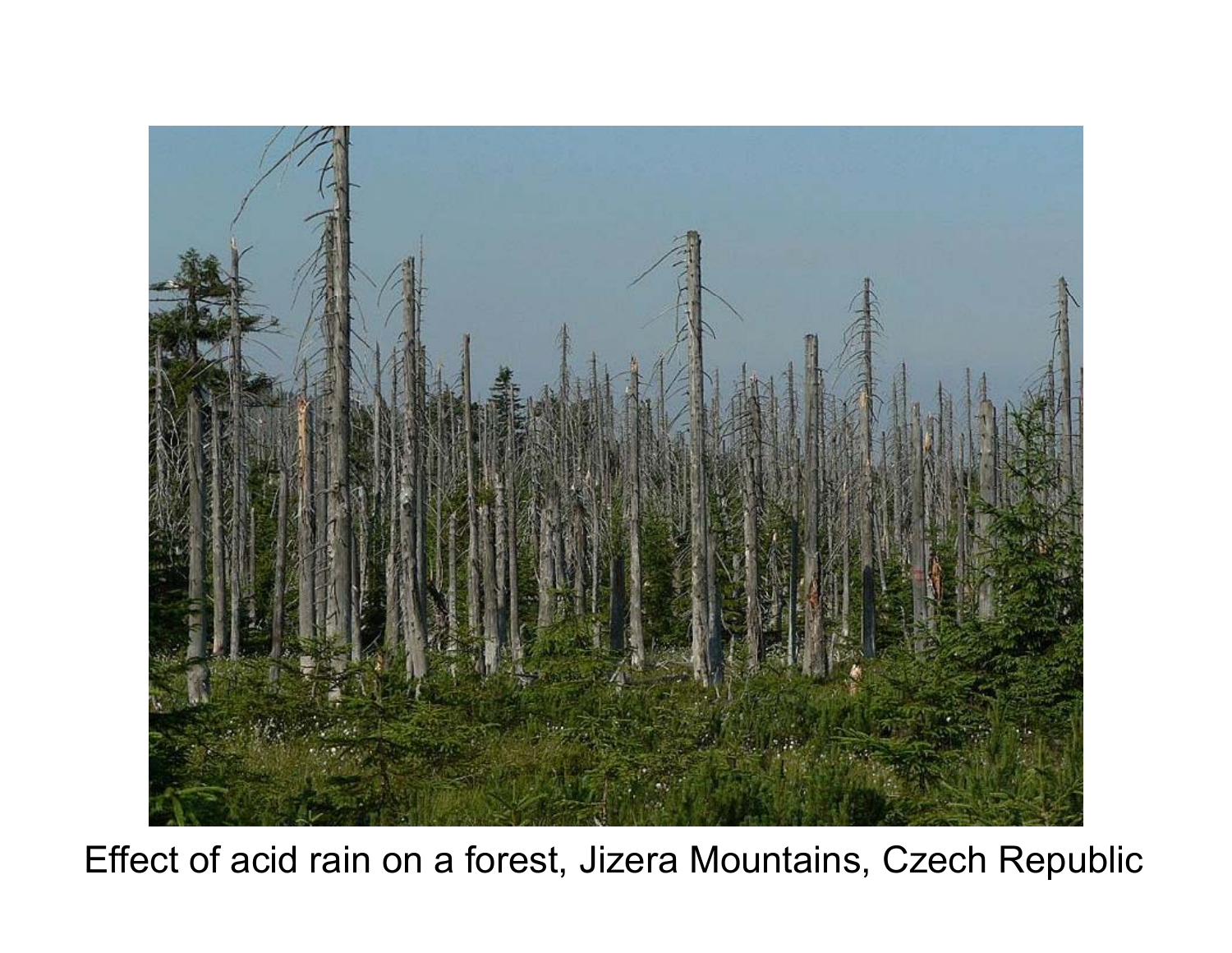Effect of acid rain on a forest, Jizera Mountains, Czech Republic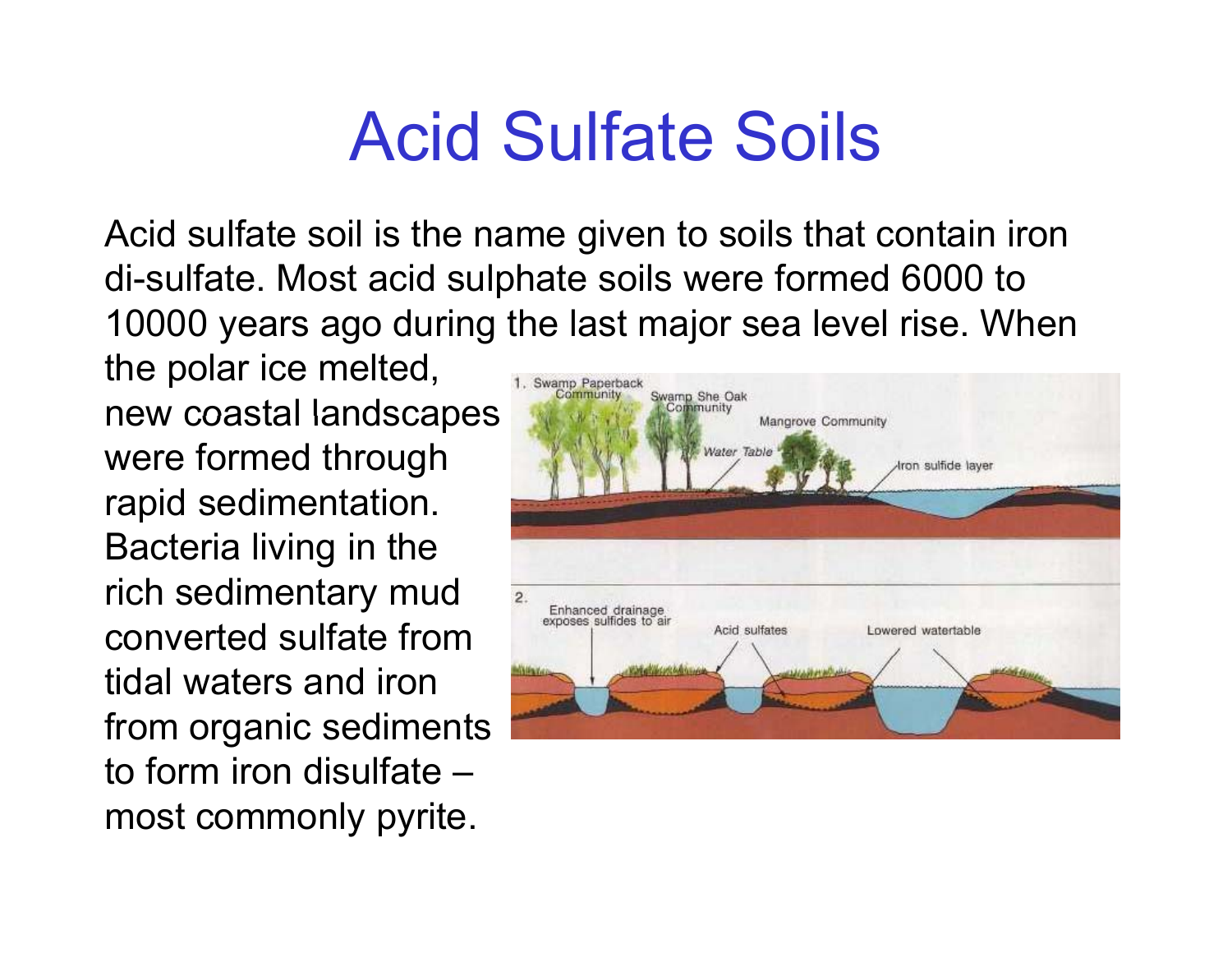# Acid Sulfate Soils

Acid sulfate soil is the name given to soils that contain iron di-sulfate. Most acid sulphate soils were formed 6000 to 10000 years ago during the last major sea level rise. When the polar ice melted, new coastal landscapes were formed through rapid sedimentation. Bacteria living in the rich sedimentary mud converted sulfate from tidal waters and iron from organic sediments to form iron disulfate – most commonly pyrite.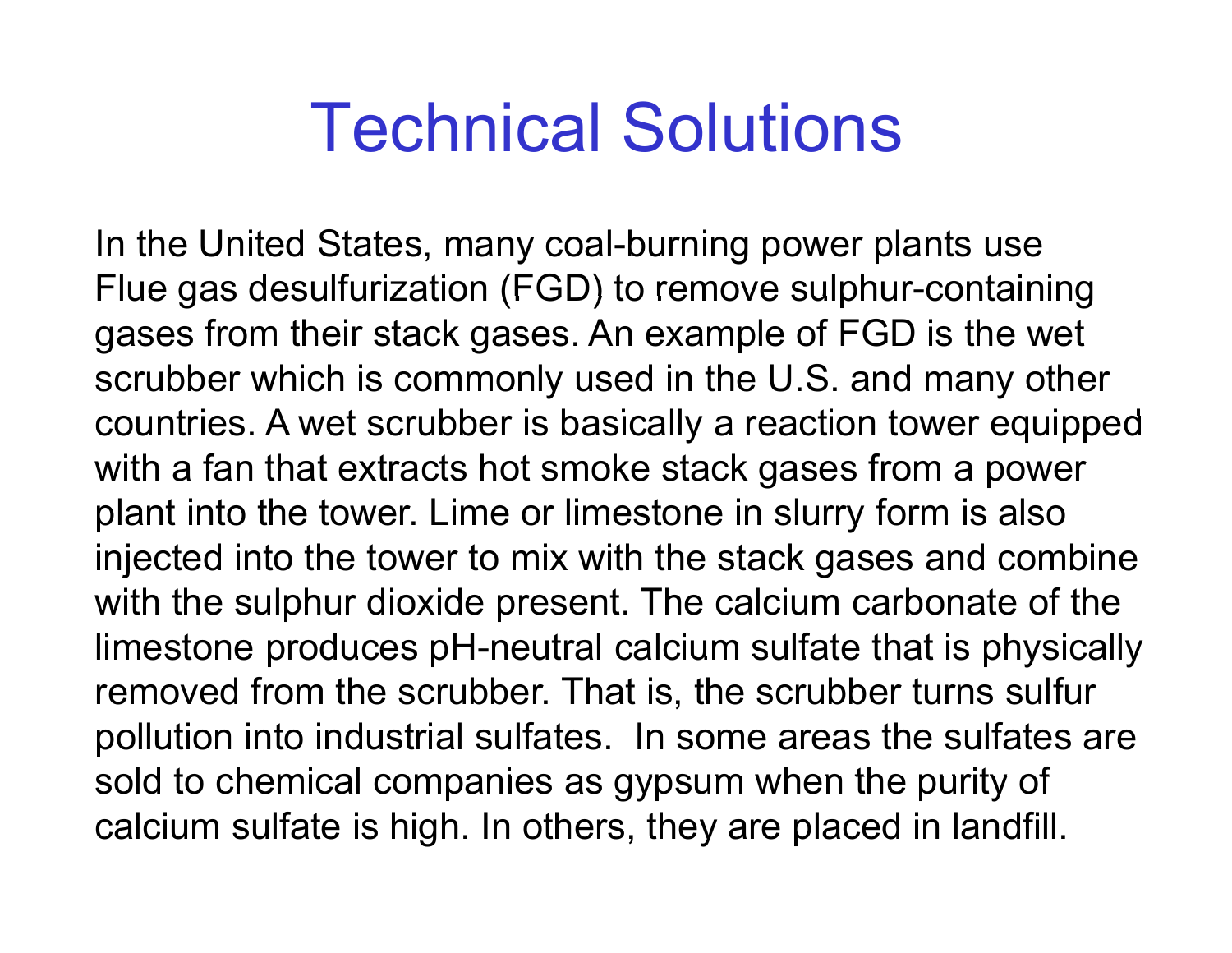# Technical Solutions

In the United States, many coal-burning power plants use Flue gas desulfurization (FGD) to remove sulphur-containing gases from their stack gases. An example of FGD is the wet scrubber which is commonly used in the U.S. and many other countries. A wet scrubber is basically a reaction tower equipped with a fan that extracts hot smoke stack gases from a power plant into the tower. Lime or limestone in slurry form is also injected into the tower to mix with the stack gases and combine with the sulphur dioxide present. The calcium carbonate of the limestone produces pH-neutral calcium sulfate that is physically removed from the scrubber. That is, the scrubber turns sulfur pollution into industrial sulfates. In some areas the sulfates are sold to chemical companies as gypsum when the purity of calcium sulfate is high. In others, they are placed in landfill.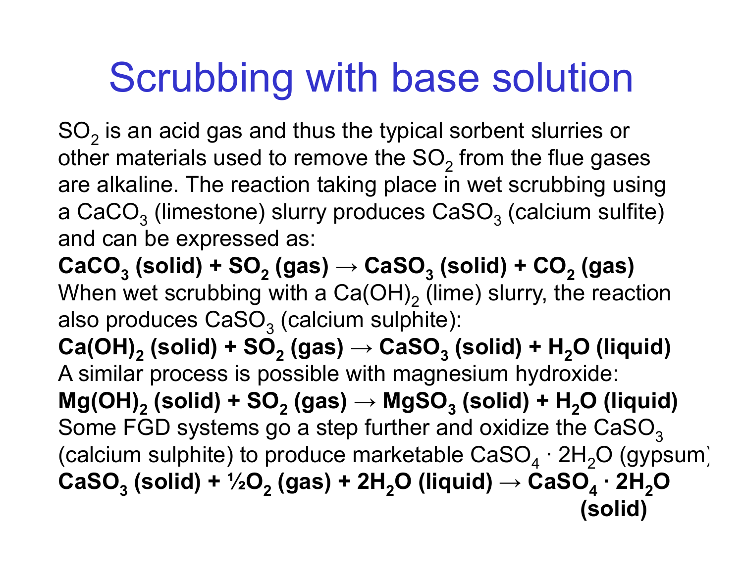# Scrubbing with base solution

$SO_2$ is an acid gas and thus the typical sorbent slurries or other materials used to remove the $SO_2$ from the flue gases are alkaline. The reaction taking place in wet scrubbing using a $CaCO_3$ (limestone) slurry produces $CaSO_3$ (calcium sulfite) and can be expressed as:

**$CaCO_3$ (solid) + $SO_2$ (gas) → $CaSO_3$ (solid) + $CO_2$ (gas)**

When wet scrubbing with a $Ca(OH)_2$ (lime) slurry, the reaction also produces $CaSO_3$ (calcium sulphite):

**$Ca(OH)_2$ (solid) + $SO_2$ (gas) → $CaSO_3$ (solid) + $H_2O$ (liquid)**

A similar process is possible with magnesium hydroxide:

**$Mg(OH)_2$ (solid) + $SO_2$ (gas) → $MgSO_3$ (solid) + $H_2O$ (liquid)**

Some FGD systems go a step further and oxidize the $CaSO_3$ (calcium sulphite) to produce marketable $CaSO_4 \cdot 2H_2O$ (gypsum)

**$CaSO_3$ (solid) + ½$O_2$ (gas) + $2H_2O$ (liquid) → $CaSO_4 \cdot 2H_2O$ (solid)**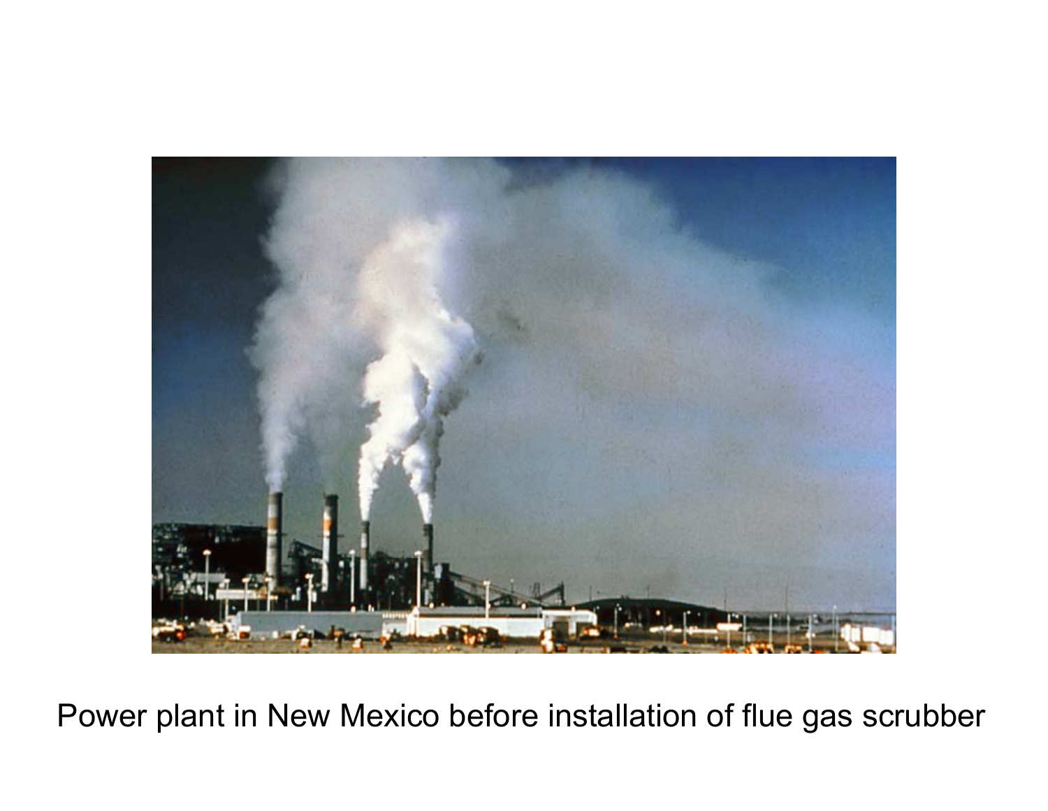Power plant in New Mexico before installation of flue gas scrubber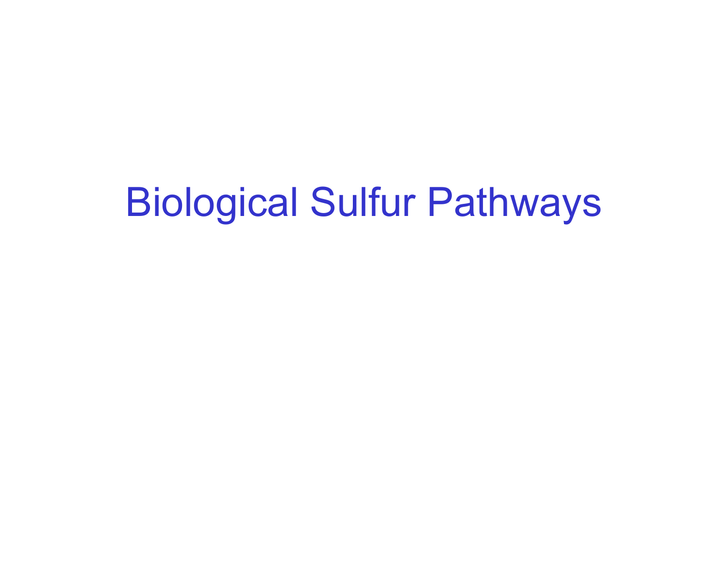# Biological Sulfur Pathways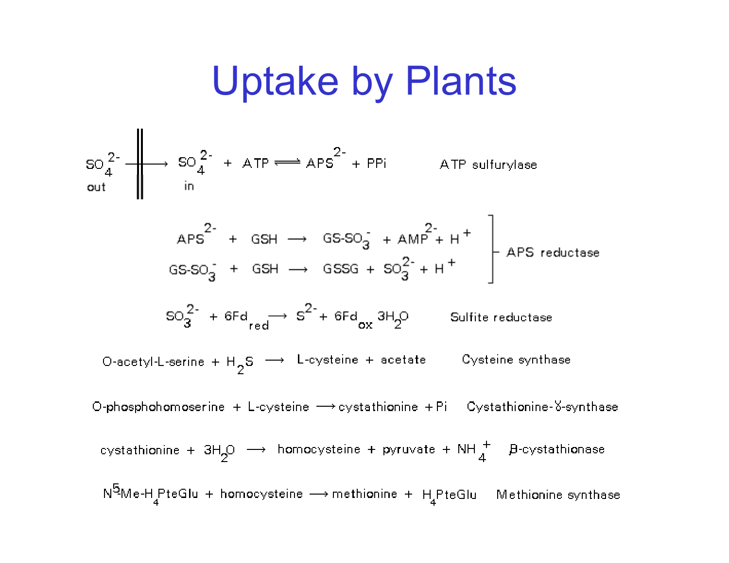# Uptake by Plants

$$SO_4^{2-}\ (\text{out}) \longrightarrow SO_4^{2-}\ (\text{in}) \quad + \quad ATP \rightleftharpoons APS^{2-} + PPi$$ ATP sulfurylase

$$APS^{2-} + GSH \longrightarrow GS\text{-}SO_3^{-} + AMP^{2-} + H^{+}$$

$$GS\text{-}SO_3^{-} + GSH \longrightarrow GSSG + SO_3^{2-} + H^{+}$$

APS reductase

$$SO_3^{2-} + 6Fd_{red} \longrightarrow S^{2-} + 6Fd_{ox}\ 3H_2O$$ Sulfite reductase

$$\text{O-acetyl-L-serine} + H_2S \longrightarrow \text{L-cysteine} + \text{acetate}$$ Cysteine synthase

$$\text{O-phosphohomoserine} + \text{L-cysteine} \longrightarrow \text{cystathionine} + Pi$$ Cystathionine-γ-synthase

$$\text{cystathionine} + 3H_2O \longrightarrow \text{homocysteine} + \text{pyruvate} + NH_4^{+}$$ β-cystathionase

$$N^5\text{Me-}H_4\text{PteGlu} + \text{homocysteine} \longrightarrow \text{methionine} + H_4\text{PteGlu}$$ Methionine synthase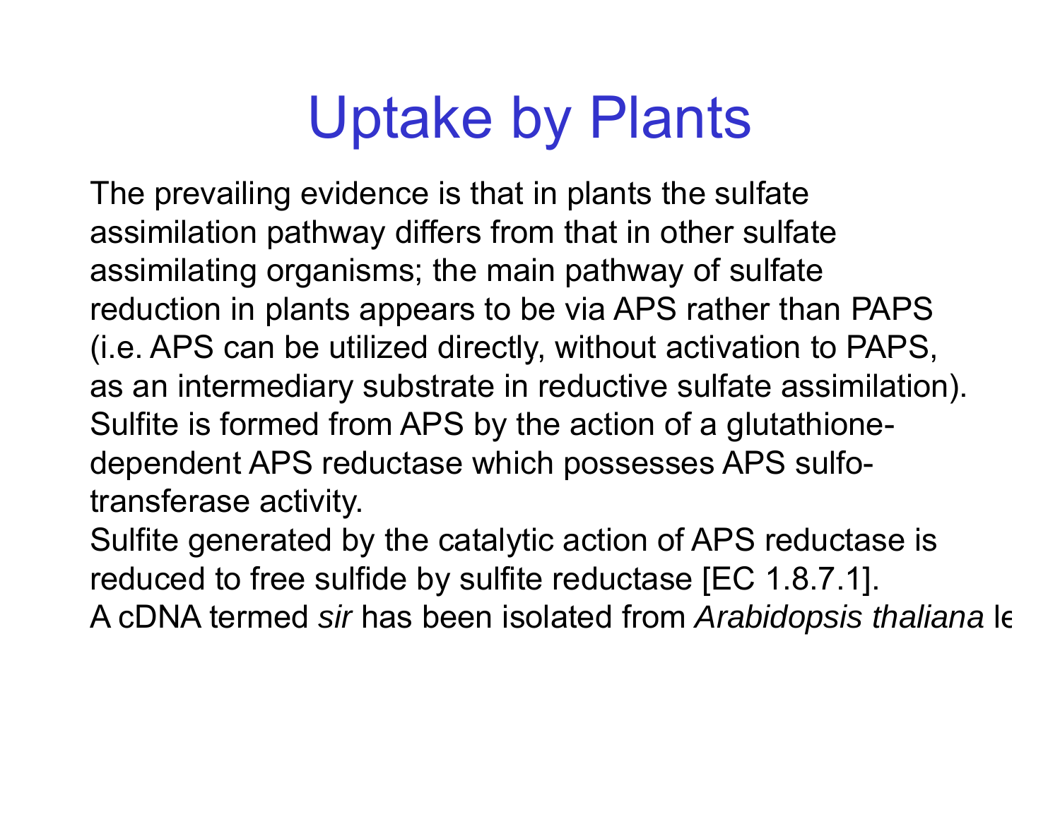# Uptake by Plants

The prevailing evidence is that in plants the sulfate assimilation pathway differs from that in other sulfate assimilating organisms; the main pathway of sulfate reduction in plants appears to be via APS rather than PAPS (i.e. APS can be utilized directly, without activation to PAPS, as an intermediary substrate in reductive sulfate assimilation). Sulfite is formed from APS by the action of a glutathione-dependent APS reductase which possesses APS sulfo-transferase activity.

Sulfite generated by the catalytic action of APS reductase is reduced to free sulfide by sulfite reductase [EC 1.8.7.1].

A cDNA termed *sir* has been isolated from *Arabidopsis thaliana* le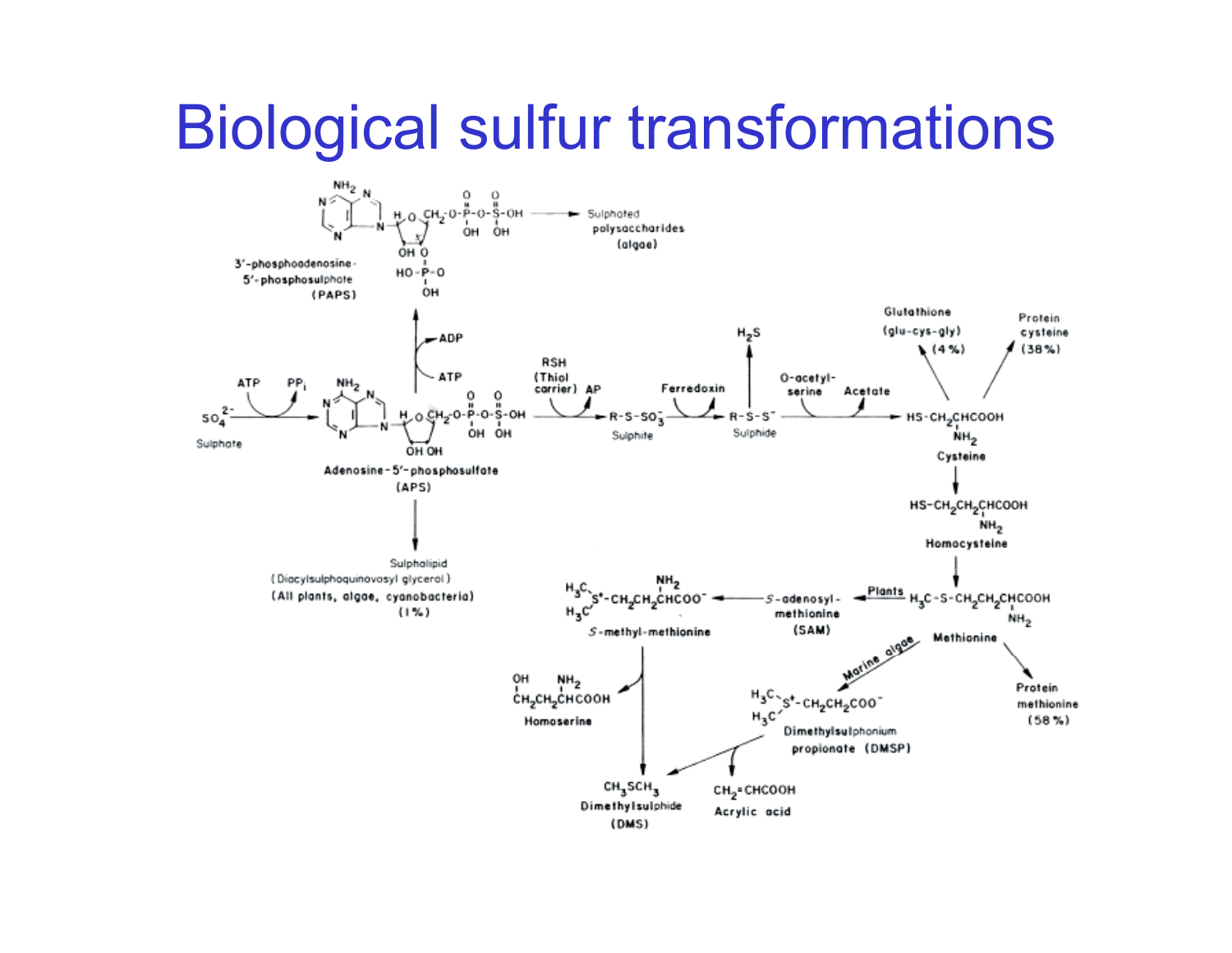# Biological sulfur transformations

$SO_4^{2-}$ (Sulphate) → (ATP → $PP_i$) → Adenosine-5′-phosphosulfate (APS)

APS → (ATP → ADP) → 3′-phosphoadenosine-5′-phosphosulphate (PAPS) → Sulphated polysaccharides (algae)

APS → Sulpholipid (Diacylsulphoquinovosyl glycerol) (All plants, algae, cyanobacteria) (1%)

APS → (RSH (Thiol carrier) → AP) → $R{-}S{-}SO_3^-$ (Sulphite) → (Ferredoxin) → $R{-}S{-}S^-$ (Sulphide) → $H_2S$

$R{-}S{-}S^-$ (Sulphide) → (O-acetyl-serine → Acetate) → $HS{-}CH_2CH(NH_2)COOH$ (Cysteine)

Cysteine → Glutathione (glu-cys-gly) (4%)

Cysteine → Protein cysteine (38%)

Cysteine → $HS{-}CH_2CH_2CH(NH_2)COOH$ (Homocysteine) → $H_3C{-}S{-}CH_2CH_2CH(NH_2)COOH$ (Methionine)

Methionine → Protein methionine (58%)

Methionine → (Plants) → S-adenosyl-methionine (SAM) → $(H_3C)_2S^+{-}CH_2CH_2CH(NH_2)COO^-$ (S-methyl-methionine) → Homoserine ($CH_2(OH)CH_2CH(NH_2)COOH$) + $CH_3SCH_3$ Dimethylsulphide (DMS)

Methionine → (Marine algae) → $(H_3C)_2S^+{-}CH_2CH_2COO^-$ Dimethylsulphonium propionate (DMSP) → $CH_3SCH_3$ Dimethylsulphide (DMS) + $CH_2{=}CHCOOH$ Acrylic acid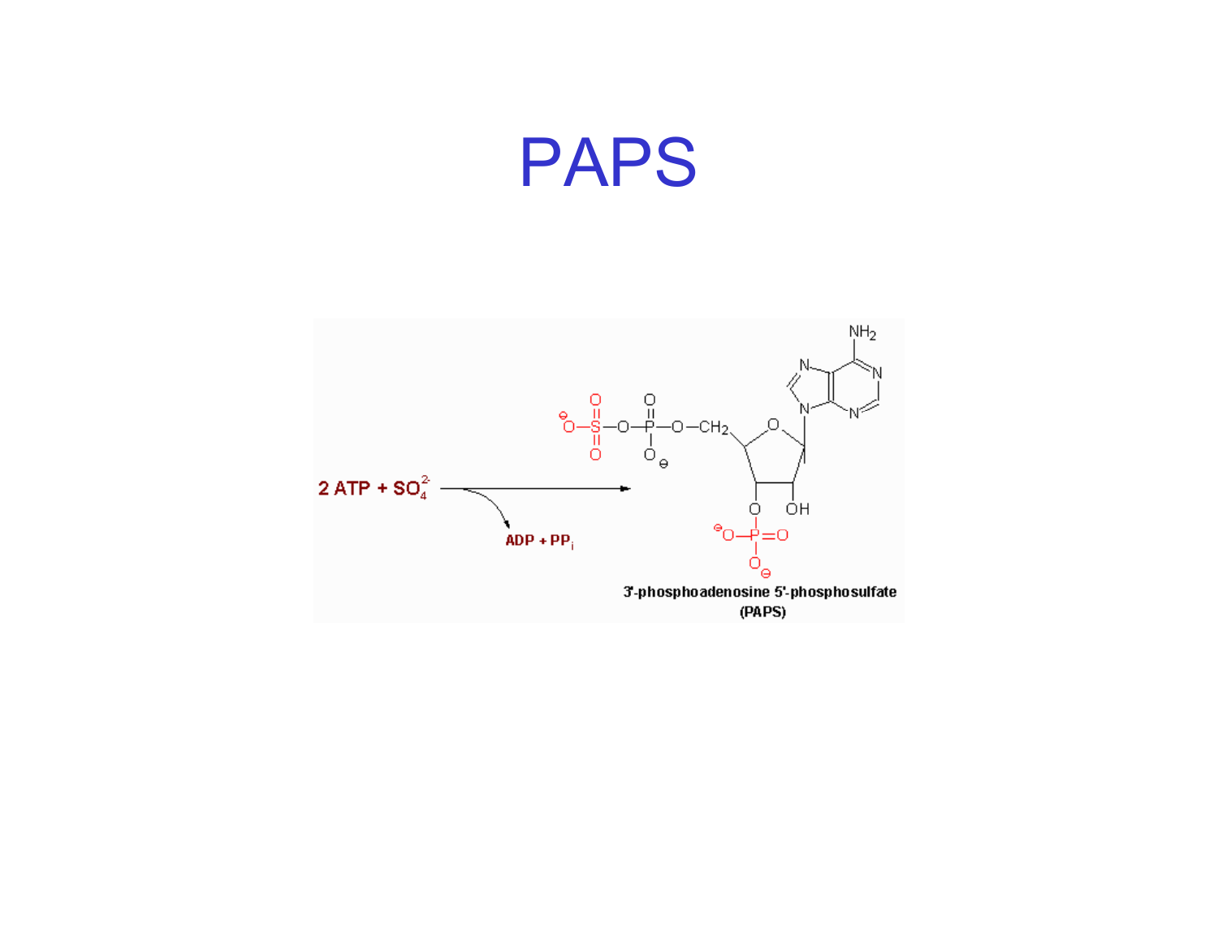# PAPS

$$2\ ATP + SO_4^{2-} \rightarrow$$

ADP + $PP_i$

3'-phosphoadenosine 5'-phosphosulfate (PAPS)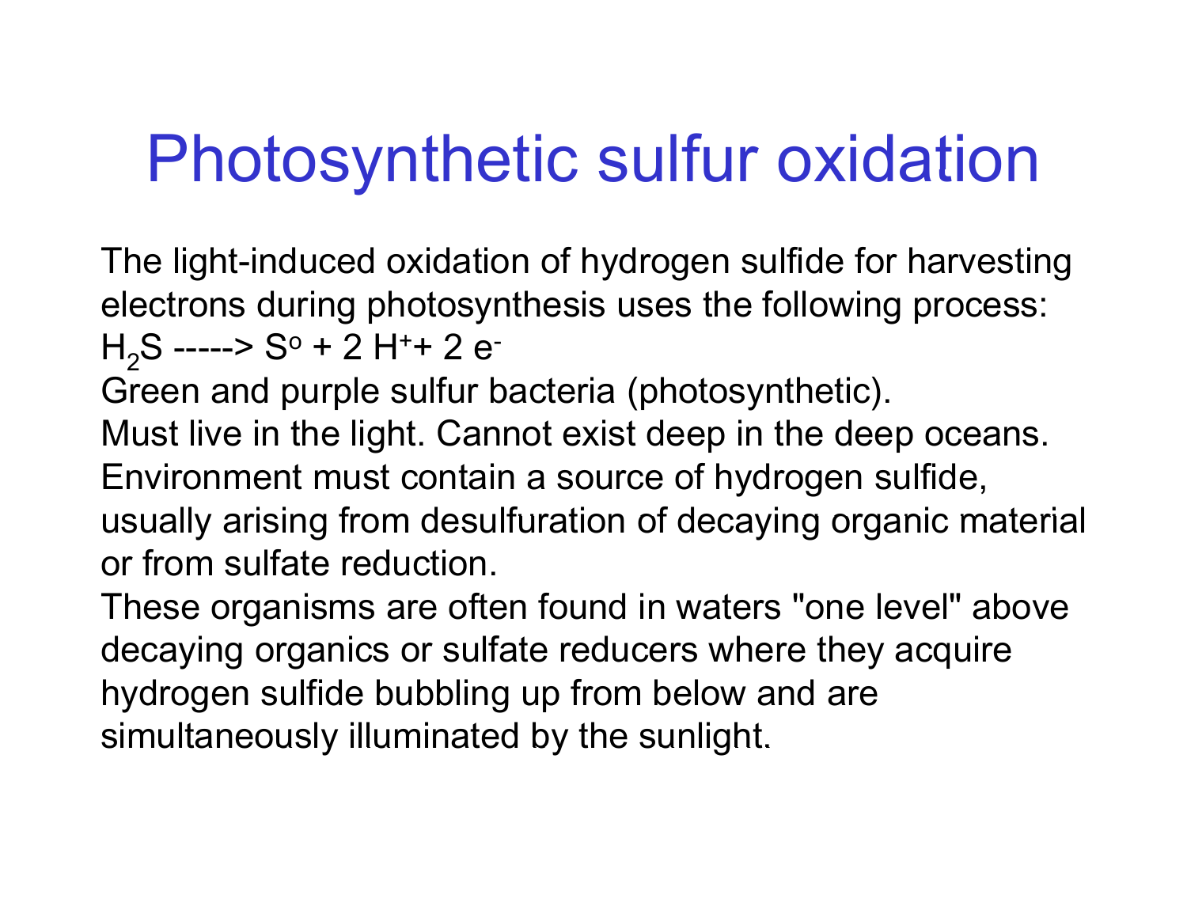# Photosynthetic sulfur oxidation

The light-induced oxidation of hydrogen sulfide for harvesting electrons during photosynthesis uses the following process:

$H_2S$ -----> $S^o + 2\ H^+ + 2\ e^-$

Green and purple sulfur bacteria (photosynthetic).

Must live in the light. Cannot exist deep in the deep oceans.

Environment must contain a source of hydrogen sulfide, usually arising from desulfuration of decaying organic material or from sulfate reduction.

These organisms are often found in waters "one level" above decaying organics or sulfate reducers where they acquire hydrogen sulfide bubbling up from below and are simultaneously illuminated by the sunlight.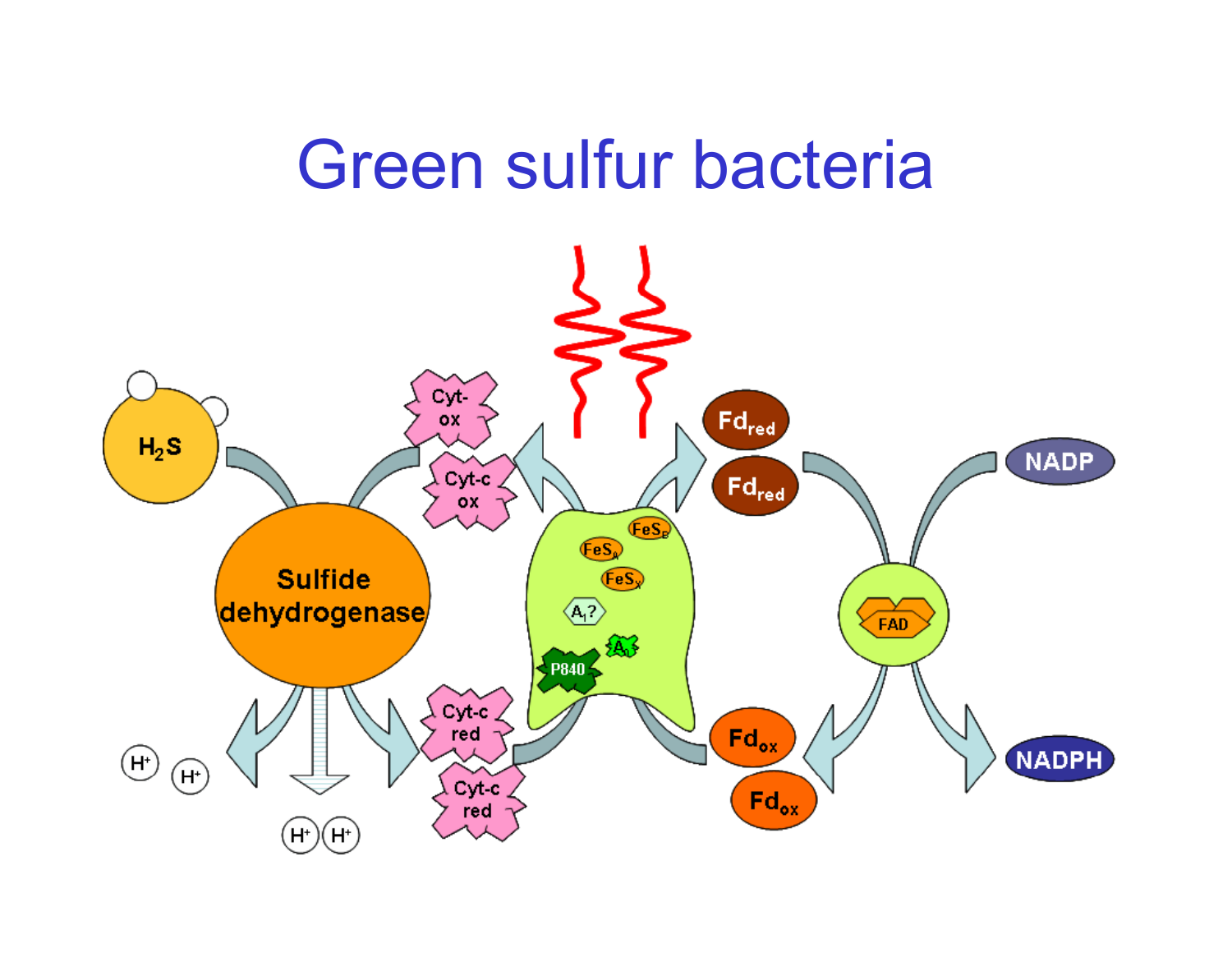# Green sulfur bacteria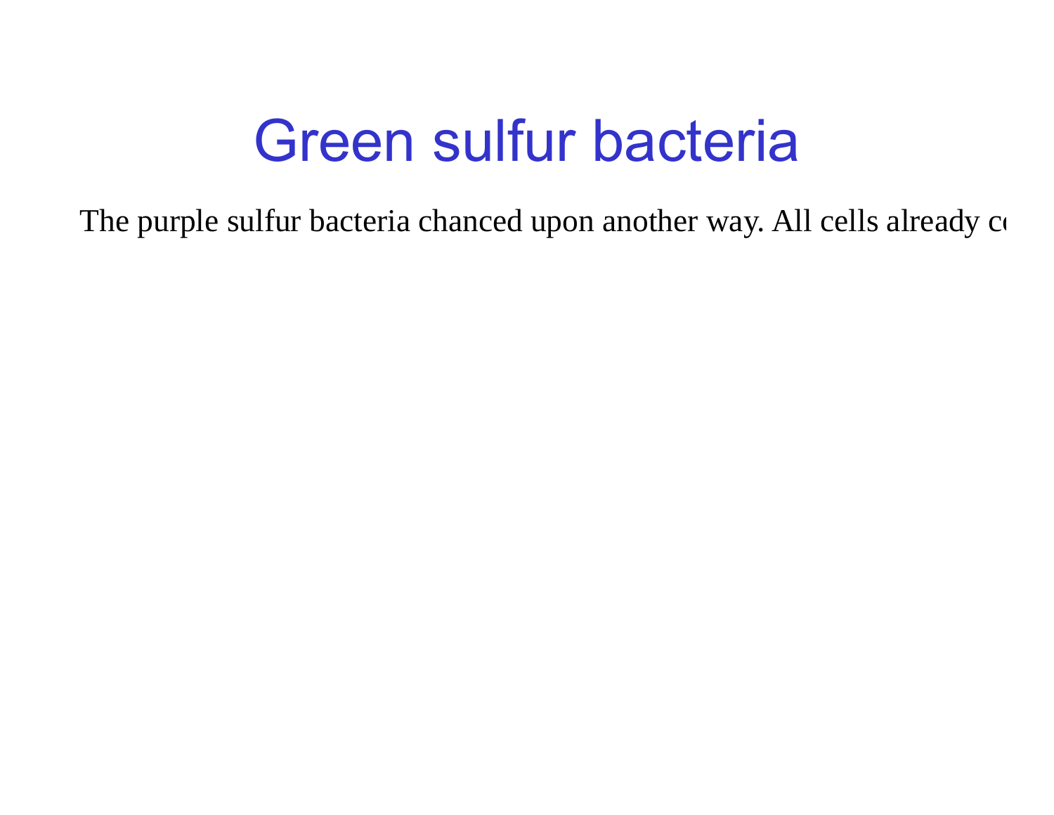# Green sulfur bacteria

The purple sulfur bacteria chanced upon another way. All cells already c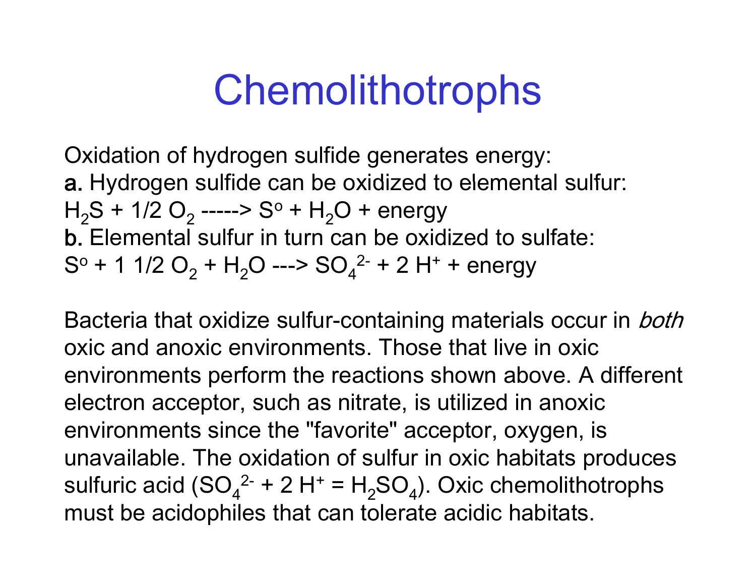# Chemolithotrophs

Oxidation of hydrogen sulfide generates energy:

**a.** Hydrogen sulfide can be oxidized to elemental sulfur:

$H_2S + 1/2\ O_2$ -----> $S^o + H_2O$ + energy

**b.** Elemental sulfur in turn can be oxidized to sulfate:

$S^o + 1\ 1/2\ O_2 + H_2O$ ---> $SO_4^{2-} + 2\ H^+$ + energy

Bacteria that oxidize sulfur-containing materials occur in *both* oxic and anoxic environments. Those that live in oxic environments perform the reactions shown above. A different electron acceptor, such as nitrate, is utilized in anoxic environments since the "favorite" acceptor, oxygen, is unavailable. The oxidation of sulfur in oxic habitats produces sulfuric acid ($SO_4^{2-} + 2\ H^+ = H_2SO_4$). Oxic chemolithotrophs must be acidophiles that can tolerate acidic habitats.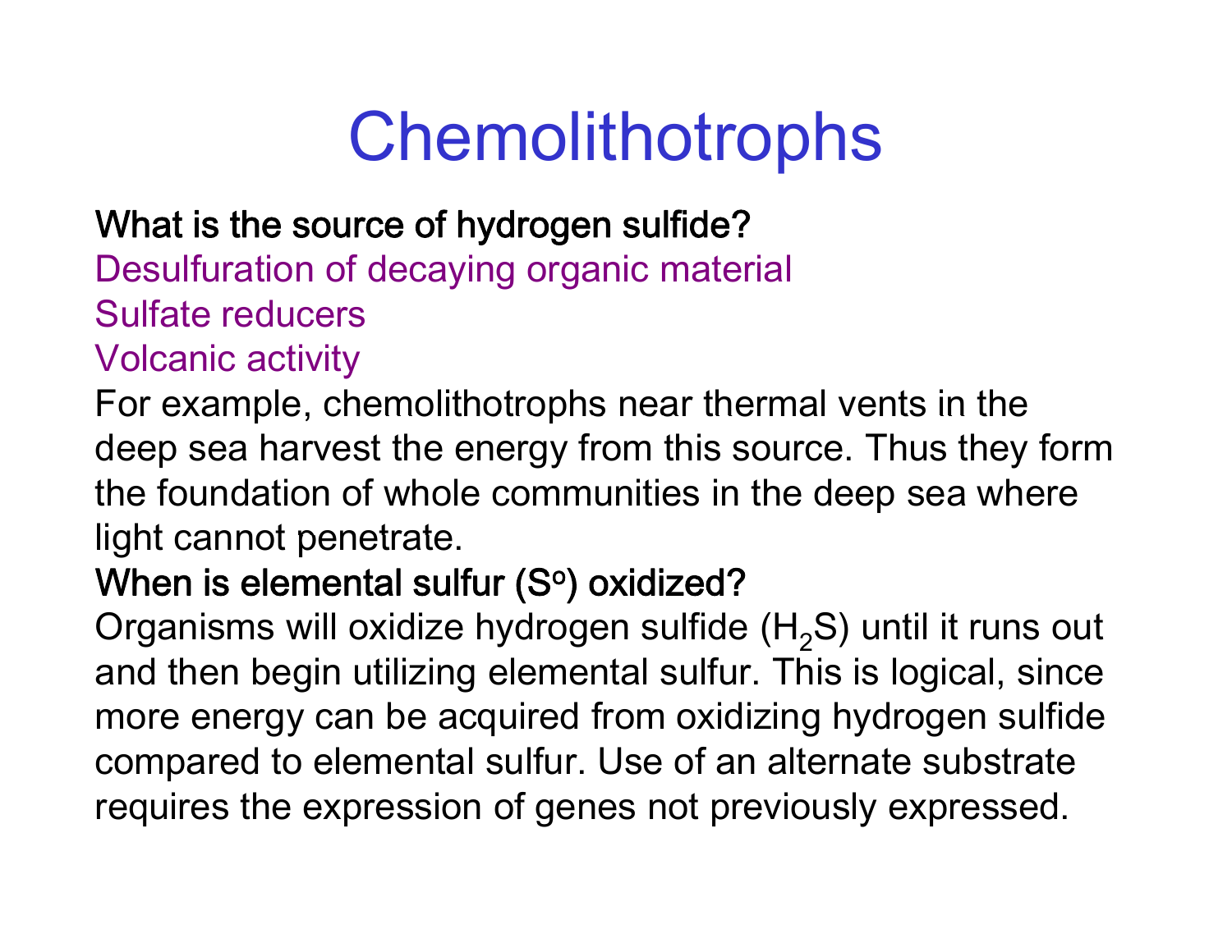# Chemolithotrophs

**What is the source of hydrogen sulfide?**

Desulfuration of decaying organic material

Sulfate reducers

Volcanic activity

For example, chemolithotrophs near thermal vents in the deep sea harvest the energy from this source. Thus they form the foundation of whole communities in the deep sea where light cannot penetrate.

**When is elemental sulfur ($S^o$) oxidized?**

Organisms will oxidize hydrogen sulfide ($H_2S$) until it runs out and then begin utilizing elemental sulfur. This is logical, since more energy can be acquired from oxidizing hydrogen sulfide compared to elemental sulfur. Use of an alternate substrate requires the expression of genes not previously expressed.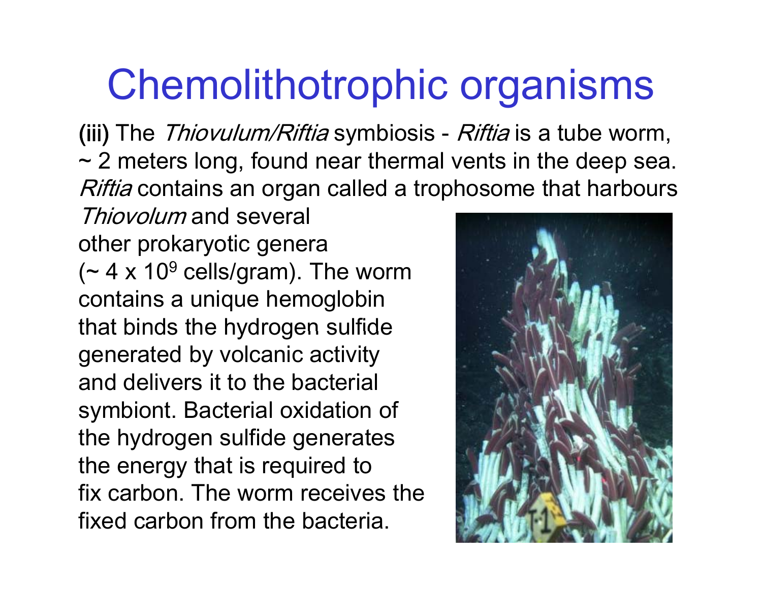# Chemolithotrophic organisms

(iii) The *Thiovulum/Riftia* symbiosis - *Riftia* is a tube worm, ~ 2 meters long, found near thermal vents in the deep sea. *Riftia* contains an organ called a trophosome that harbours *Thiovolum* and several other prokaryotic genera (~ 4 x $10^9$ cells/gram). The worm contains a unique hemoglobin that binds the hydrogen sulfide generated by volcanic activity and delivers it to the bacterial symbiont. Bacterial oxidation of the hydrogen sulfide generates the energy that is required to fix carbon. The worm receives the fixed carbon from the bacteria.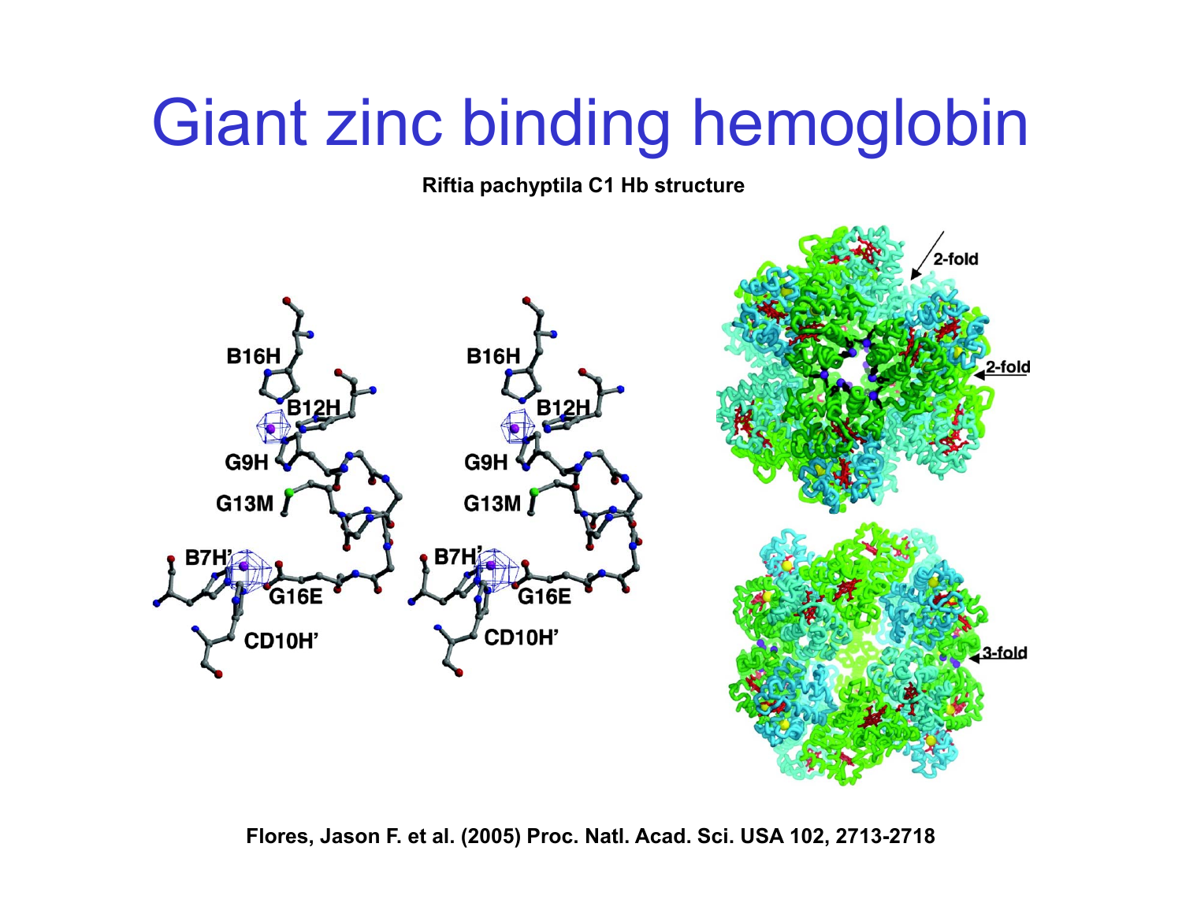# Giant zinc binding hemoglobin

**Riftia pachyptila C1 Hb structure**

**Flores, Jason F. et al. (2005) Proc. Natl. Acad. Sci. USA 102, 2713-2718**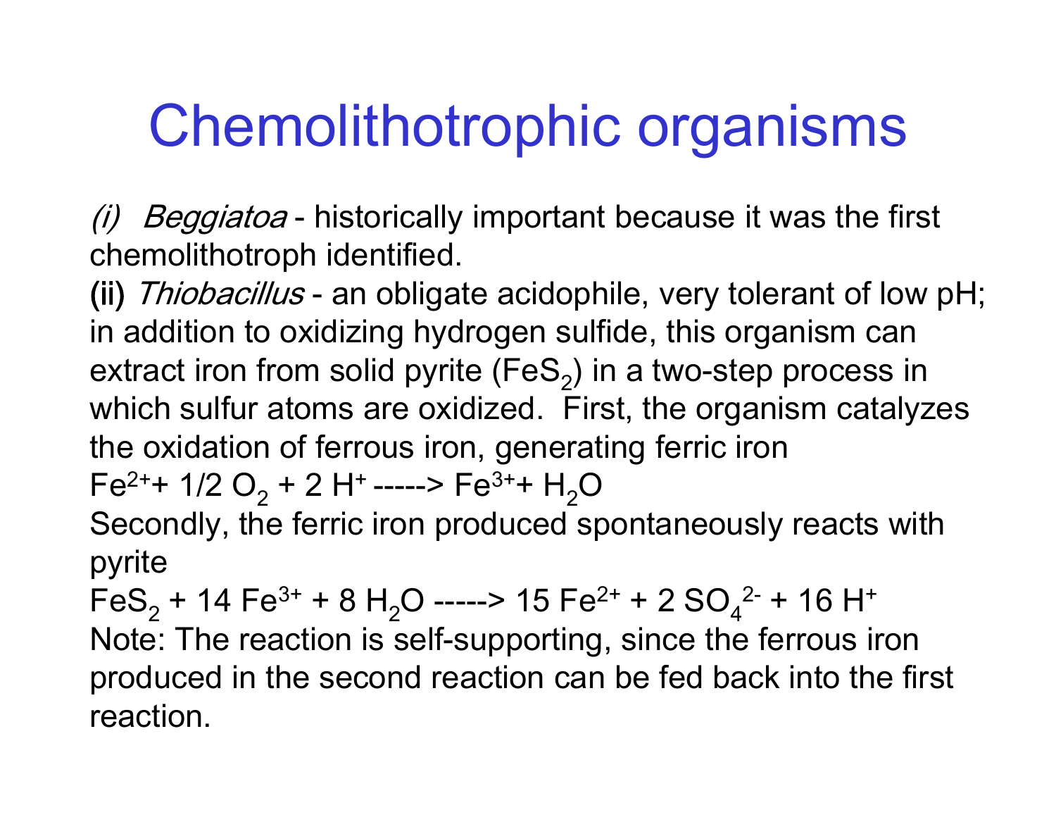# Chemolithotrophic organisms

*(i) Beggiatoa* - historically important because it was the first chemolithotroph identified.

(ii) *Thiobacillus* - an obligate acidophile, very tolerant of low pH; in addition to oxidizing hydrogen sulfide, this organism can extract iron from solid pyrite ($FeS_2$) in a two-step process in which sulfur atoms are oxidized. First, the organism catalyzes the oxidation of ferrous iron, generating ferric iron

$$Fe^{2+} + 1/2\ O_2 + 2\ H^+ \text{ -----> } Fe^{3+} + H_2O$$

Secondly, the ferric iron produced spontaneously reacts with pyrite

$$FeS_2 + 14\ Fe^{3+} + 8\ H_2O \text{ -----> } 15\ Fe^{2+} + 2\ SO_4^{2-} + 16\ H^+$$

Note: The reaction is self-supporting, since the ferrous iron produced in the second reaction can be fed back into the first reaction.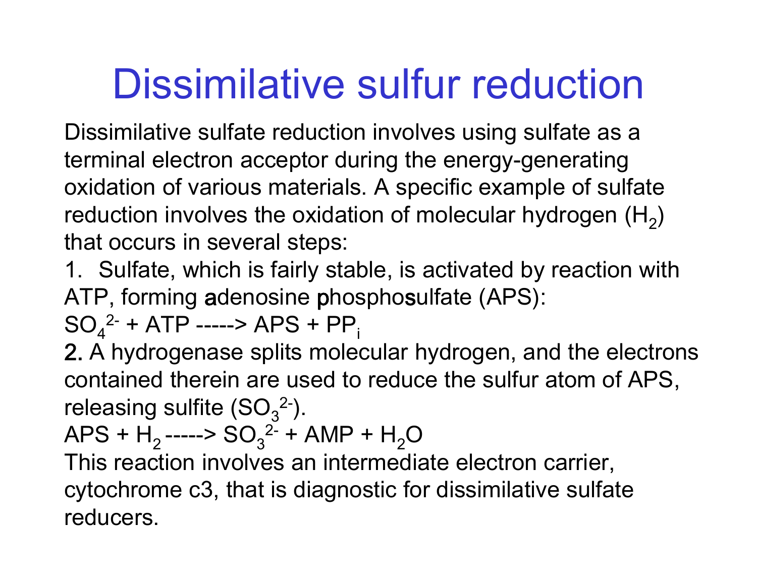# Dissimilative sulfur reduction

Dissimilative sulfate reduction involves using sulfate as a terminal electron acceptor during the energy-generating oxidation of various materials. A specific example of sulfate reduction involves the oxidation of molecular hydrogen ($H_2$) that occurs in several steps:

1. Sulfate, which is fairly stable, is activated by reaction with ATP, forming **a**denosine **p**hospho**s**ulfate (APS):

$SO_4^{2-}$ + ATP -----> APS + $PP_i$

**2.** A hydrogenase splits molecular hydrogen, and the electrons contained therein are used to reduce the sulfur atom of APS, releasing sulfite ($SO_3^{2-}$).

APS + $H_2$ -----> $SO_3^{2-}$ + AMP + $H_2O$

This reaction involves an intermediate electron carrier, cytochrome c3, that is diagnostic for dissimilative sulfate reducers.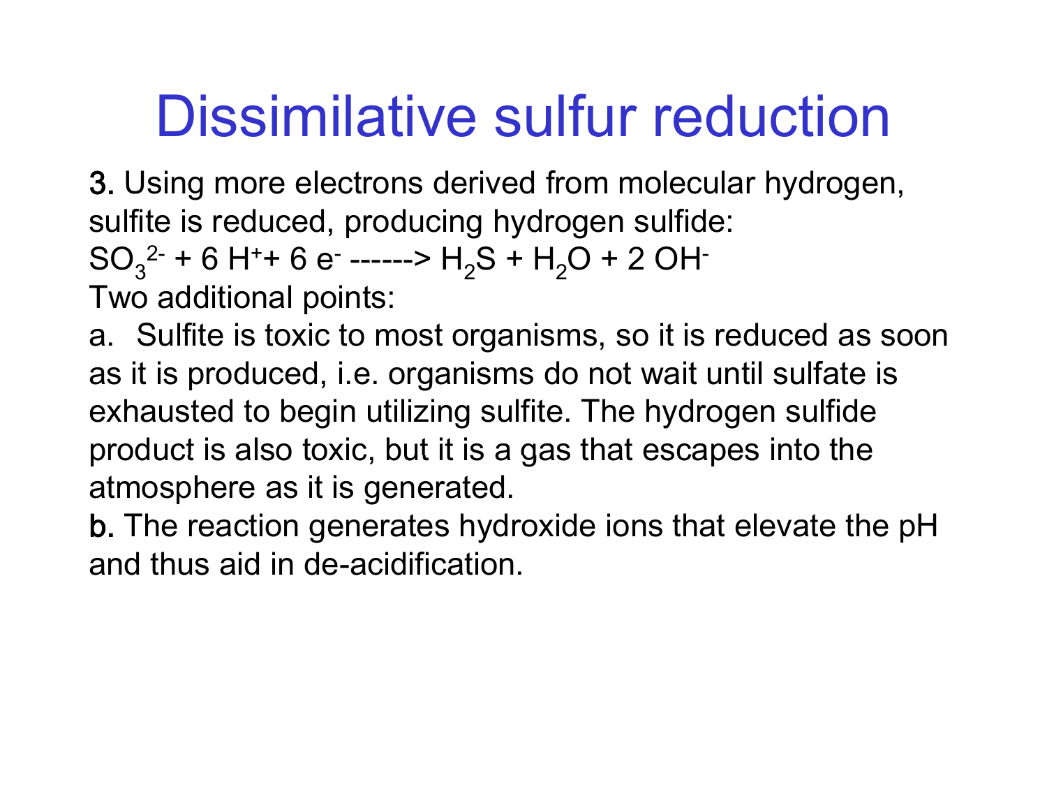# Dissimilative sulfur reduction

3. Using more electrons derived from molecular hydrogen, sulfite is reduced, producing hydrogen sulfide:

$SO_3^{2-} + 6\ H^+ + 6\ e^-$ ------> $H_2S + H_2O + 2\ OH^-$

Two additional points:

a. Sulfite is toxic to most organisms, so it is reduced as soon as it is produced, i.e. organisms do not wait until sulfate is exhausted to begin utilizing sulfite. The hydrogen sulfide product is also toxic, but it is a gas that escapes into the atmosphere as it is generated.

b. The reaction generates hydroxide ions that elevate the pH and thus aid in de-acidification.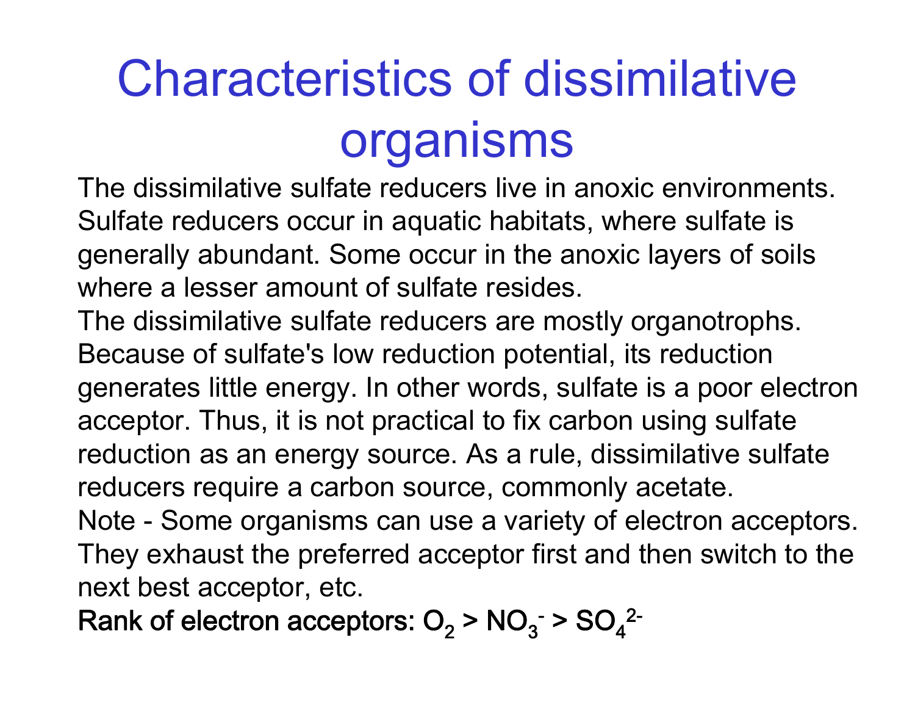# Characteristics of dissimilative organisms

The dissimilative sulfate reducers live in anoxic environments. Sulfate reducers occur in aquatic habitats, where sulfate is generally abundant. Some occur in the anoxic layers of soils where a lesser amount of sulfate resides.

The dissimilative sulfate reducers are mostly organotrophs. Because of sulfate's low reduction potential, its reduction generates little energy. In other words, sulfate is a poor electron acceptor. Thus, it is not practical to fix carbon using sulfate reduction as an energy source. As a rule, dissimilative sulfate reducers require a carbon source, commonly acetate.

Note - Some organisms can use a variety of electron acceptors. They exhaust the preferred acceptor first and then switch to the next best acceptor, etc.

Rank of electron acceptors: $O_2 > NO_3^- > SO_4^{2-}$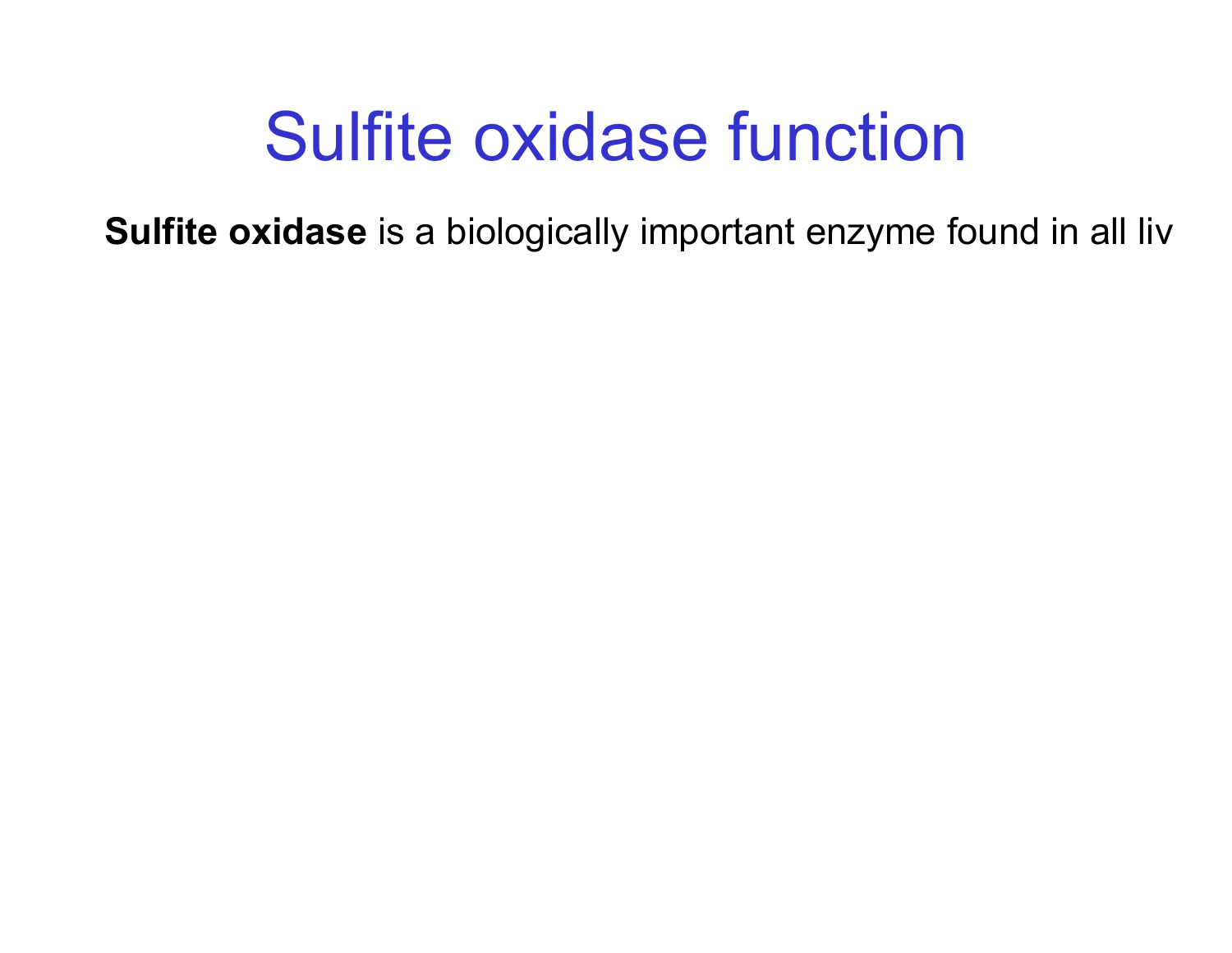# Sulfite oxidase function

**Sulfite oxidase** is a biologically important enzyme found in all liv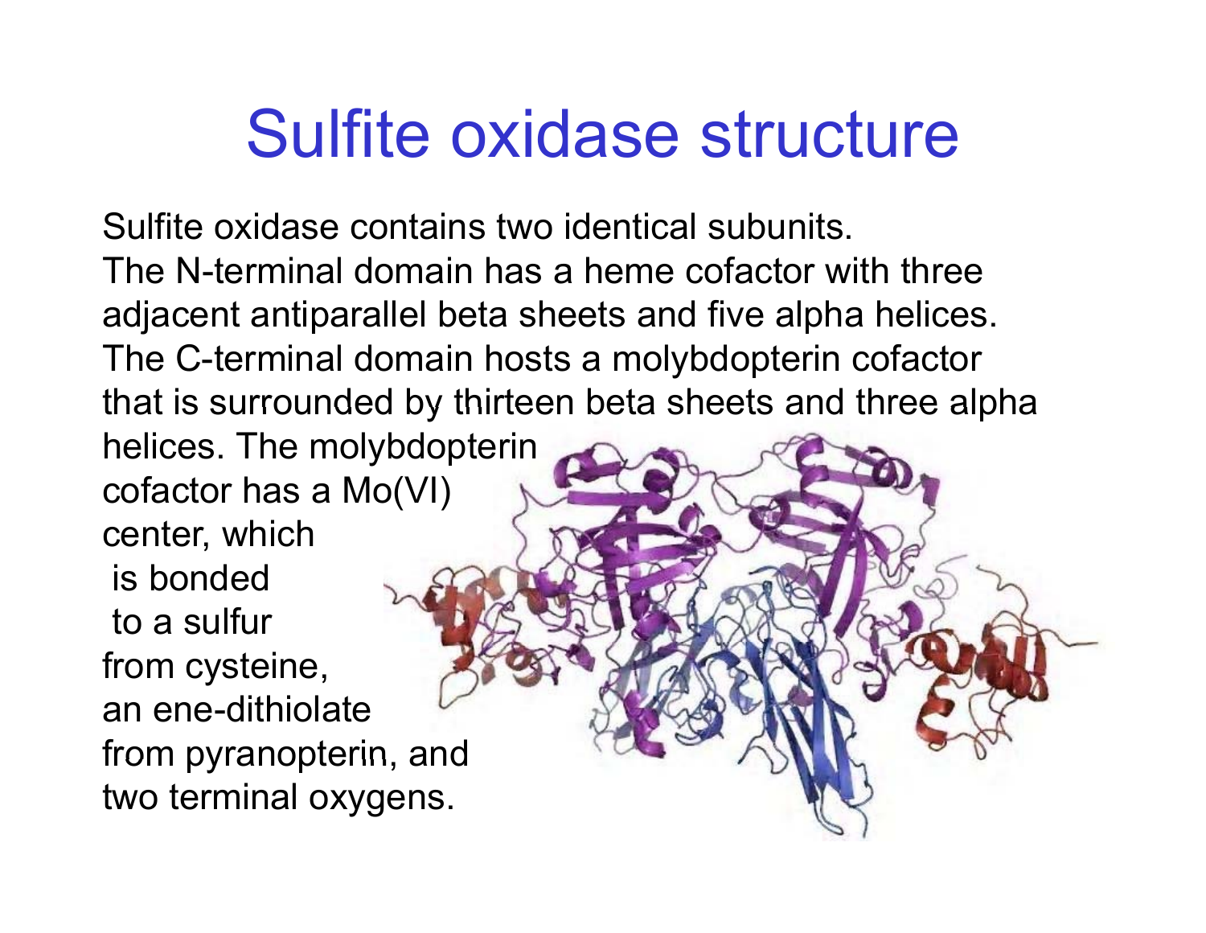# Sulfite oxidase structure

Sulfite oxidase contains two identical subunits.
The N-terminal domain has a heme cofactor with three adjacent antiparallel beta sheets and five alpha helices.
The C-terminal domain hosts a molybdopterin cofactor that is surrounded by thirteen beta sheets and three alpha helices. The molybdopterin cofactor has a Mo(VI) center, which is bonded to a sulfur from cysteine, an ene-dithiolate from pyranopterin, and two terminal oxygens.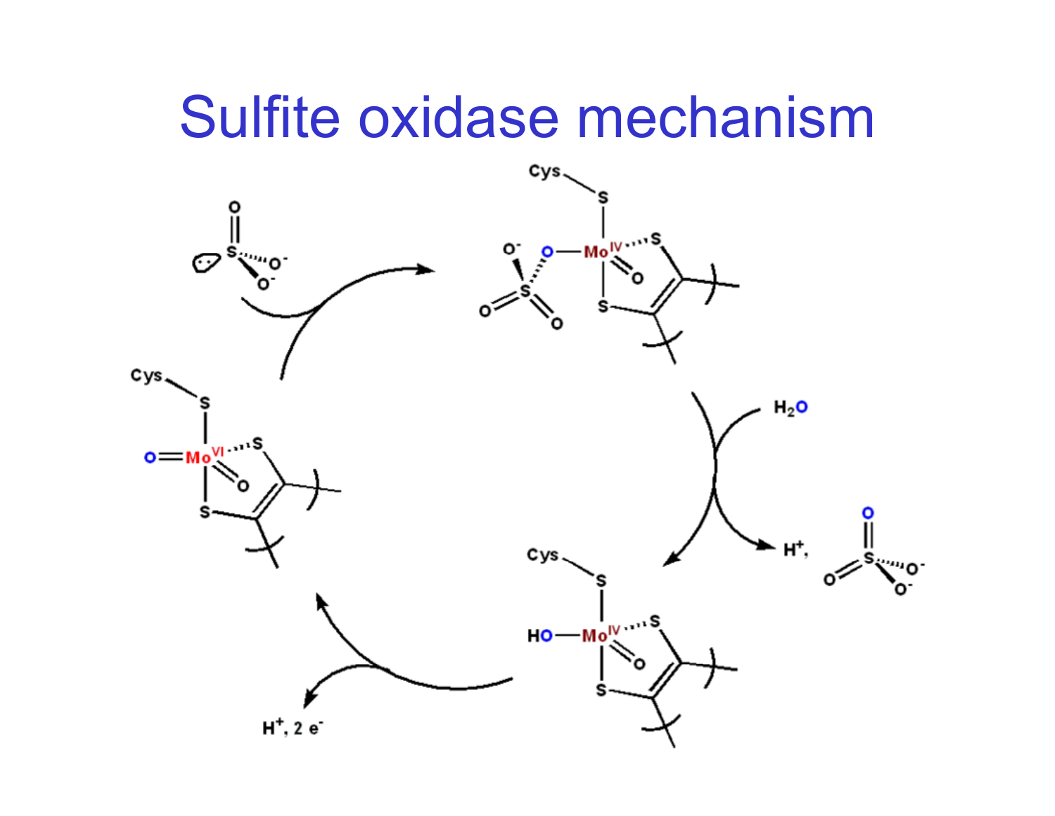# Sulfite oxidase mechanism

Cys

$SO_3^{2-}$

$Mo^{VI}$

$Mo^{IV}$

$H_2O$

$H^+$, $SO_4^{2-}$

$Mo^{IV}$

$H^+$, 2 $e^-$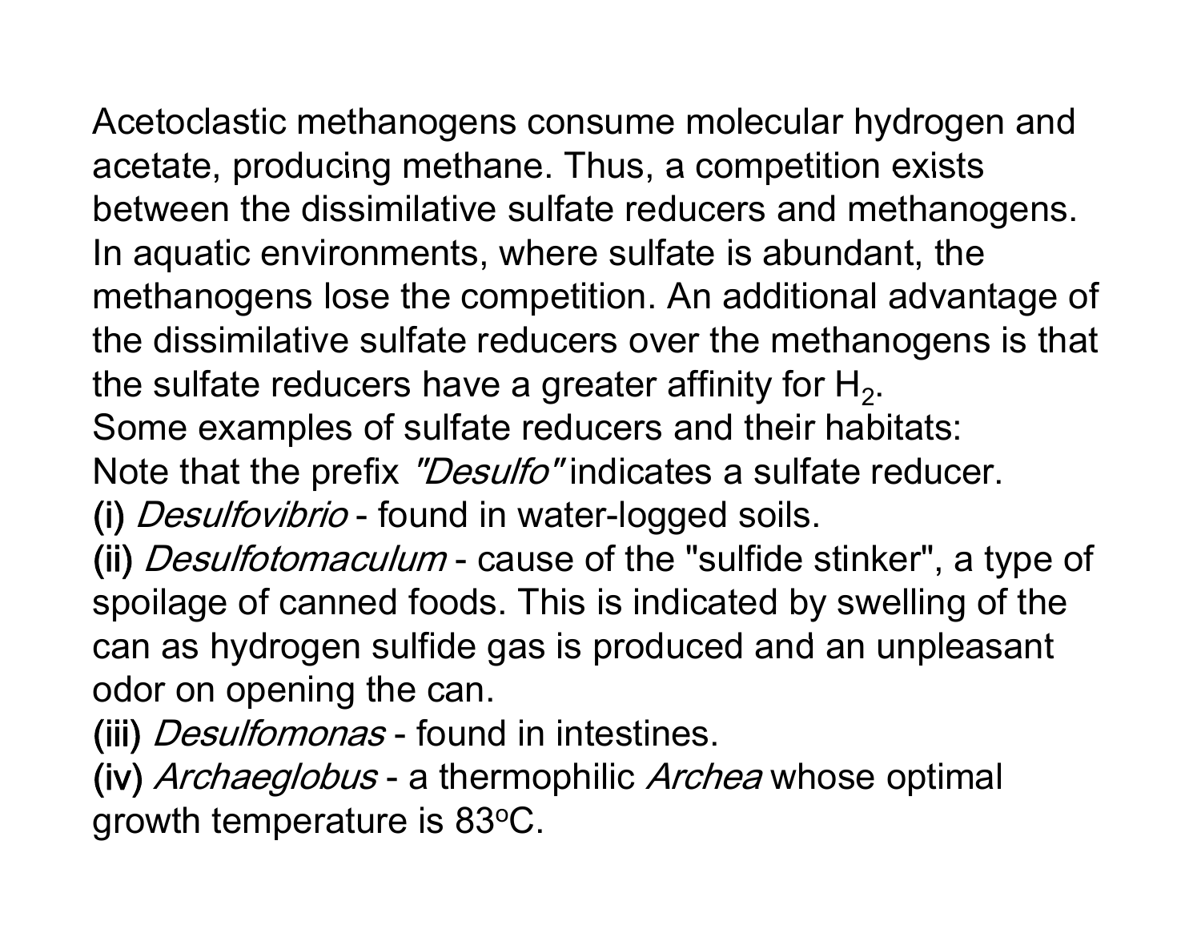Acetoclastic methanogens consume molecular hydrogen and acetate, producing methane. Thus, a competition exists between the dissimilative sulfate reducers and methanogens. In aquatic environments, where sulfate is abundant, the methanogens lose the competition. An additional advantage of the dissimilative sulfate reducers over the methanogens is that the sulfate reducers have a greater affinity for $H_2$.

Some examples of sulfate reducers and their habitats:

Note that the prefix *"Desulfo"* indicates a sulfate reducer.

**(i)** *Desulfovibrio* - found in water-logged soils.

**(ii)** *Desulfotomaculum* - cause of the "sulfide stinker", a type of spoilage of canned foods. This is indicated by swelling of the can as hydrogen sulfide gas is produced and an unpleasant odor on opening the can.

**(iii)** *Desulfomonas* - found in intestines.

**(iv)** *Archaeglobus* - a thermophilic *Archea* whose optimal growth temperature is 83$^{o}$C.